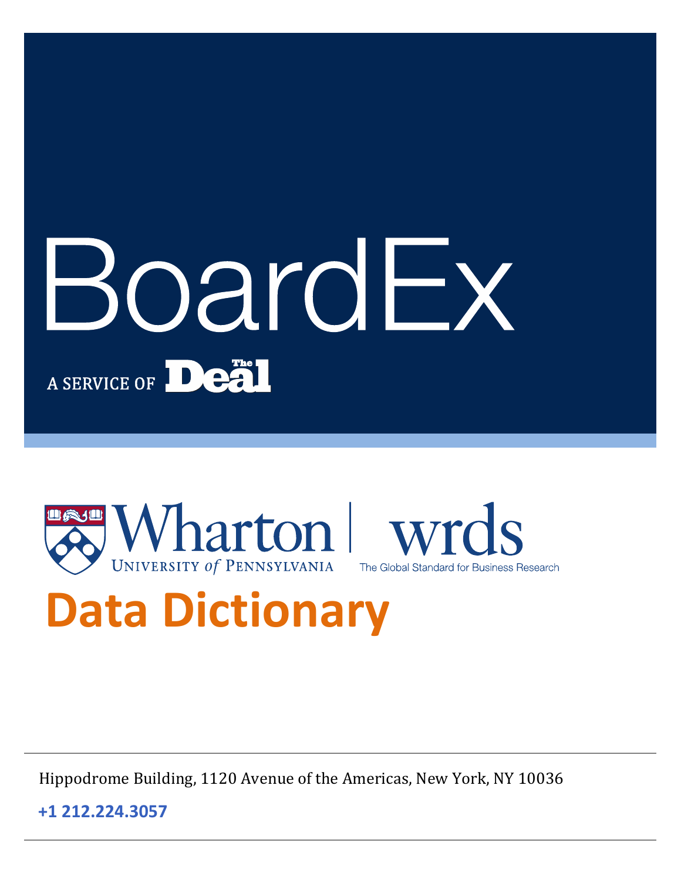# BoardEx

A SERVICE OF The Deal

Wharton UNIVERSITY of PENNSYLVANIA | wrds The Global Standard for Business Research

# Data Dictionary

Hippodrome Building, 1120 Avenue of the Americas, New York, NY 10036

**+1 212.224.3057**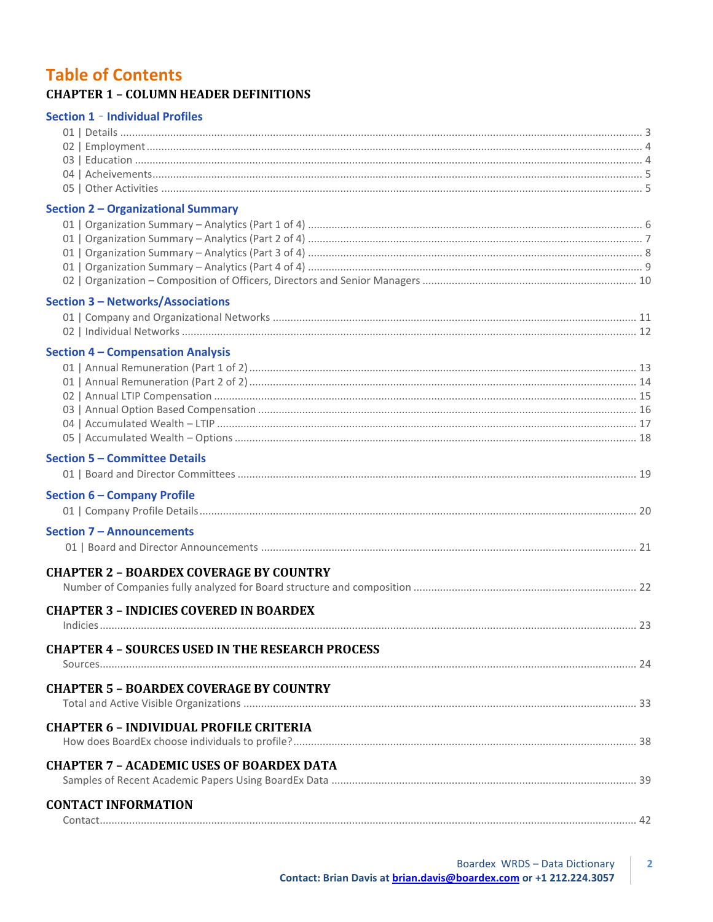# Table of Contents

## CHAPTER 1 – COLUMN HEADER DEFINITIONS

### Section 1 – Individual Profiles

- 01 | Details ........ 3
- 02 | Employment ........ 4
- 03 | Education ........ 4
- 04 | Acheivements ........ 5
- 05 | Other Activities ........ 5

### Section 2 – Organizational Summary

- 01 | Organization Summary – Analytics (Part 1 of 4) ........ 6
- 01 | Organization Summary – Analytics (Part 2 of 4) ........ 7
- 01 | Organization Summary – Analytics (Part 3 of 4) ........ 8
- 01 | Organization Summary – Analytics (Part 4 of 4) ........ 9
- 02 | Organization – Composition of Officers, Directors and Senior Managers ........ 10

### Section 3 – Networks/Associations

- 01 | Company and Organizational Networks ........ 11
- 02 | Individual Networks ........ 12

### Section 4 – Compensation Analysis

- 01 | Annual Remuneration (Part 1 of 2) ........ 13
- 01 | Annual Remuneration (Part 2 of 2) ........ 14
- 02 | Annual LTIP Compensation ........ 15
- 03 | Annual Option Based Compensation ........ 16
- 04 | Accumulated Wealth – LTIP ........ 17
- 05 | Accumulated Wealth – Options ........ 18

### Section 5 – Committee Details

- 01 | Board and Director Committees ........ 19

### Section 6 – Company Profile

- 01 | Company Profile Details ........ 20

### Section 7 – Announcements

- 01 | Board and Director Announcements ........ 21

## CHAPTER 2 – BOARDEX COVERAGE BY COUNTRY

Number of Companies fully analyzed for Board structure and composition ........ 22

## CHAPTER 3 – INDICIES COVERED IN BOARDEX

Indicies ........ 23

## CHAPTER 4 – SOURCES USED IN THE RESEARCH PROCESS

Sources ........ 24

## CHAPTER 5 – BOARDEX COVERAGE BY COUNTRY

Total and Active Visible Organizations ........ 33

## CHAPTER 6 – INDIVIDUAL PROFILE CRITERIA

How does BoardEx choose individuals to profile? ........ 38

## CHAPTER 7 – ACADEMIC USES OF BOARDEX DATA

Samples of Recent Academic Papers Using BoardEx Data ........ 39

## CONTACT INFORMATION

Contact ........ 42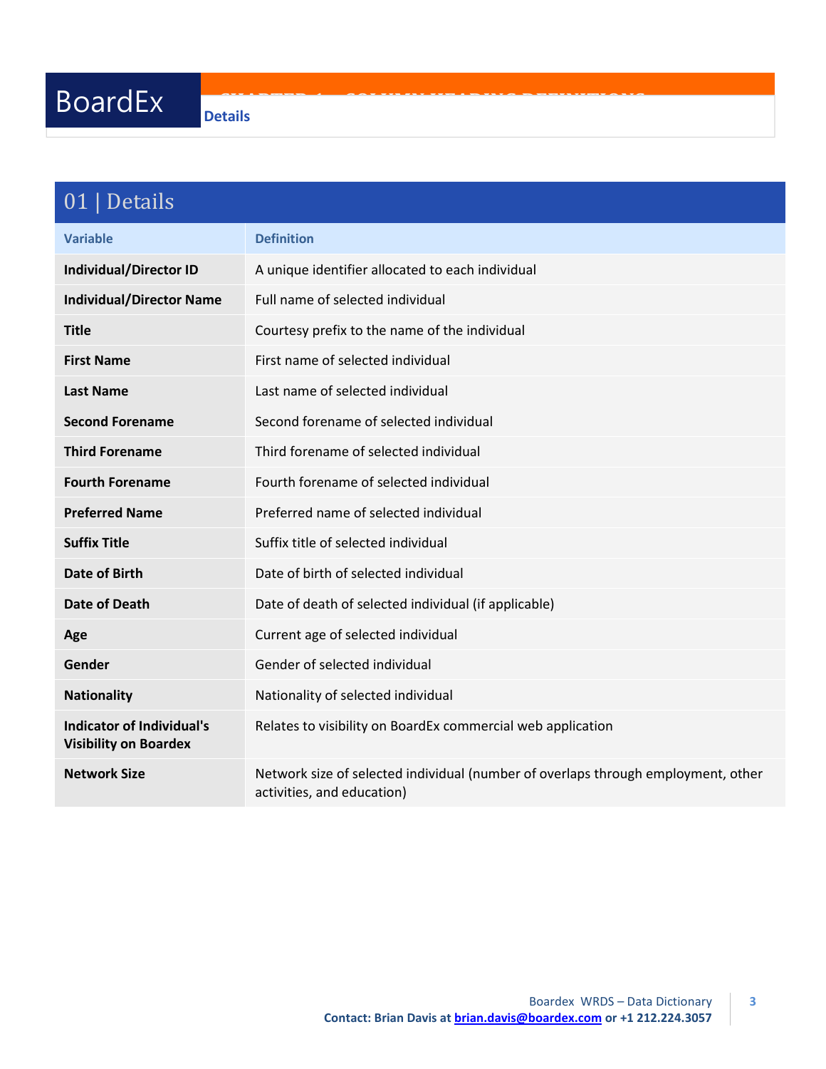## 01 | Details

| Variable | Definition |
|---|---|
| **Individual/Director ID** | A unique identifier allocated to each individual |
| **Individual/Director Name** | Full name of selected individual |
| **Title** | Courtesy prefix to the name of the individual |
| **First Name** | First name of selected individual |
| **Last Name** | Last name of selected individual |
| **Second Forename** | Second forename of selected individual |
| **Third Forename** | Third forename of selected individual |
| **Fourth Forename** | Fourth forename of selected individual |
| **Preferred Name** | Preferred name of selected individual |
| **Suffix Title** | Suffix title of selected individual |
| **Date of Birth** | Date of birth of selected individual |
| **Date of Death** | Date of death of selected individual (if applicable) |
| **Age** | Current age of selected individual |
| **Gender** | Gender of selected individual |
| **Nationality** | Nationality of selected individual |
| **Indicator of Individual's Visibility on Boardex** | Relates to visibility on BoardEx commercial web application |
| **Network Size** | Network size of selected individual (number of overlaps through employment, other activities, and education) |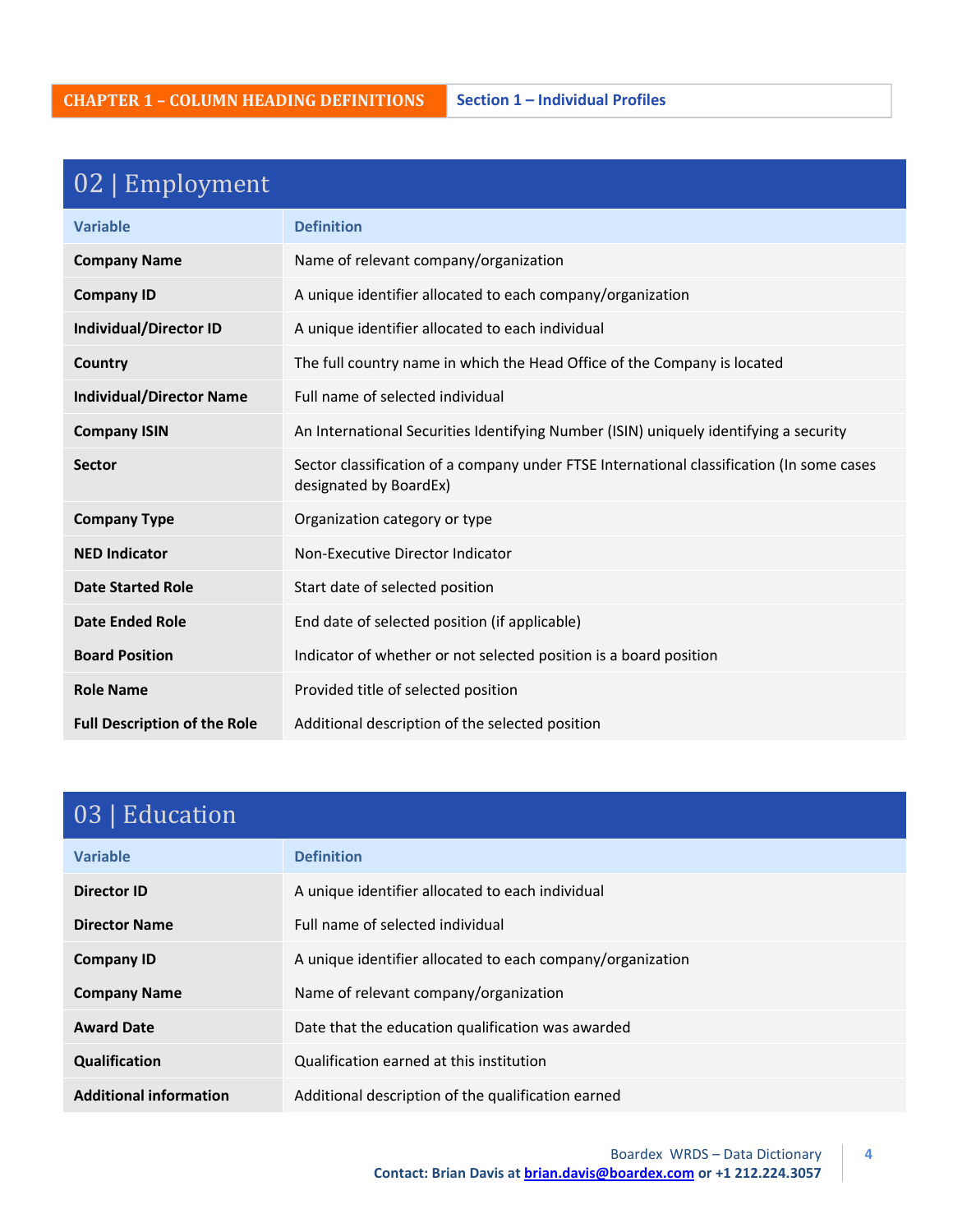**CHAPTER 1 – COLUMN HEADING DEFINITIONS** | **Section 1 – Individual Profiles**

## 02 | Employment

| Variable | Definition |
|---|---|
| **Company Name** | Name of relevant company/organization |
| **Company ID** | A unique identifier allocated to each company/organization |
| **Individual/Director ID** | A unique identifier allocated to each individual |
| **Country** | The full country name in which the Head Office of the Company is located |
| **Individual/Director Name** | Full name of selected individual |
| **Company ISIN** | An International Securities Identifying Number (ISIN) uniquely identifying a security |
| **Sector** | Sector classification of a company under FTSE International classification (In some cases designated by BoardEx) |
| **Company Type** | Organization category or type |
| **NED Indicator** | Non-Executive Director Indicator |
| **Date Started Role** | Start date of selected position |
| **Date Ended Role** | End date of selected position (if applicable) |
| **Board Position** | Indicator of whether or not selected position is a board position |
| **Role Name** | Provided title of selected position |
| **Full Description of the Role** | Additional description of the selected position |

## 03 | Education

| Variable | Definition |
|---|---|
| **Director ID** | A unique identifier allocated to each individual |
| **Director Name** | Full name of selected individual |
| **Company ID** | A unique identifier allocated to each company/organization |
| **Company Name** | Name of relevant company/organization |
| **Award Date** | Date that the education qualification was awarded |
| **Qualification** | Qualification earned at this institution |
| **Additional information** | Additional description of the qualification earned |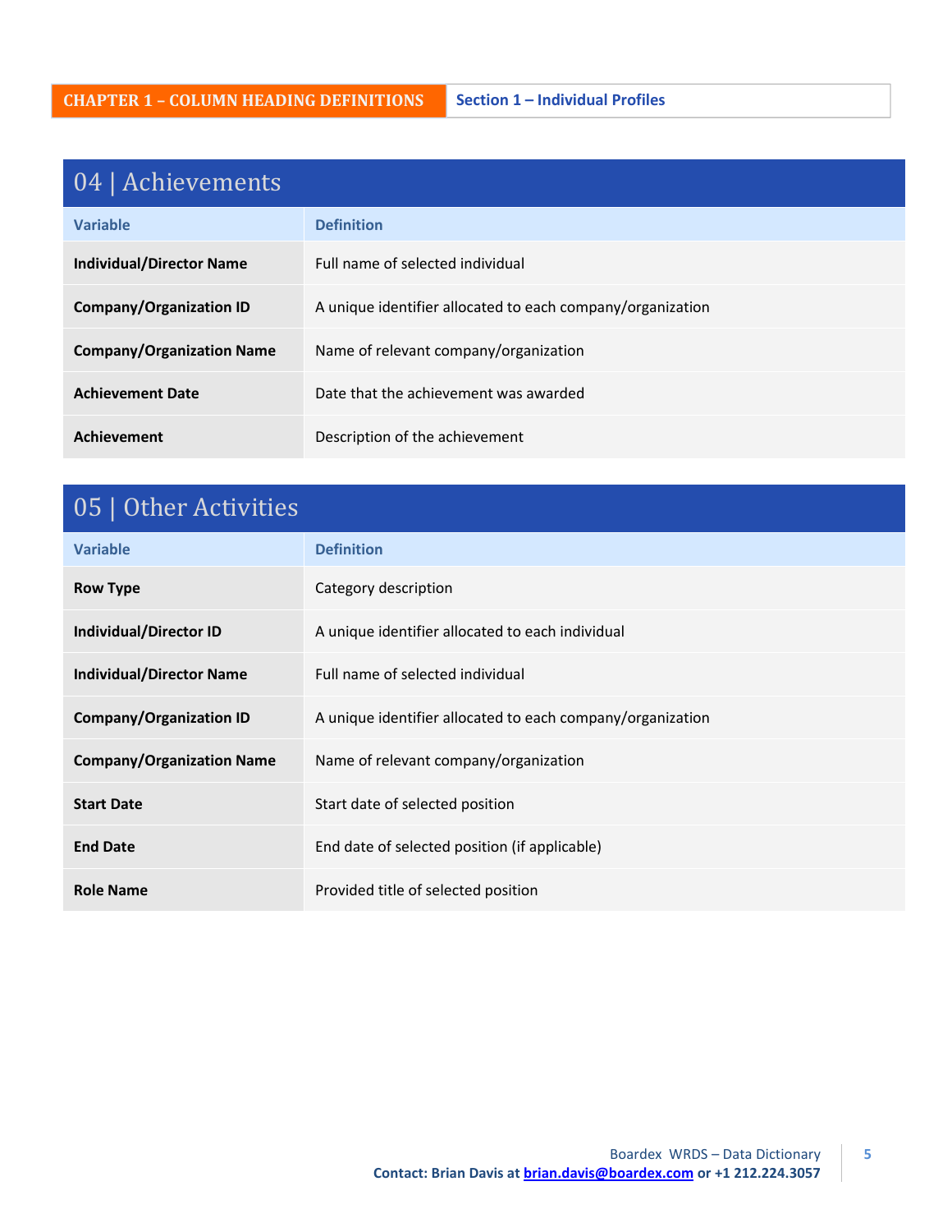**CHAPTER 1 – COLUMN HEADING DEFINITIONS** | **Section 1 – Individual Profiles**

## 04 | Achievements

| Variable | Definition |
|---|---|
| **Individual/Director Name** | Full name of selected individual |
| **Company/Organization ID** | A unique identifier allocated to each company/organization |
| **Company/Organization Name** | Name of relevant company/organization |
| **Achievement Date** | Date that the achievement was awarded |
| **Achievement** | Description of the achievement |

## 05 | Other Activities

| Variable | Definition |
|---|---|
| **Row Type** | Category description |
| **Individual/Director ID** | A unique identifier allocated to each individual |
| **Individual/Director Name** | Full name of selected individual |
| **Company/Organization ID** | A unique identifier allocated to each company/organization |
| **Company/Organization Name** | Name of relevant company/organization |
| **Start Date** | Start date of selected position |
| **End Date** | End date of selected position (if applicable) |
| **Role Name** | Provided title of selected position |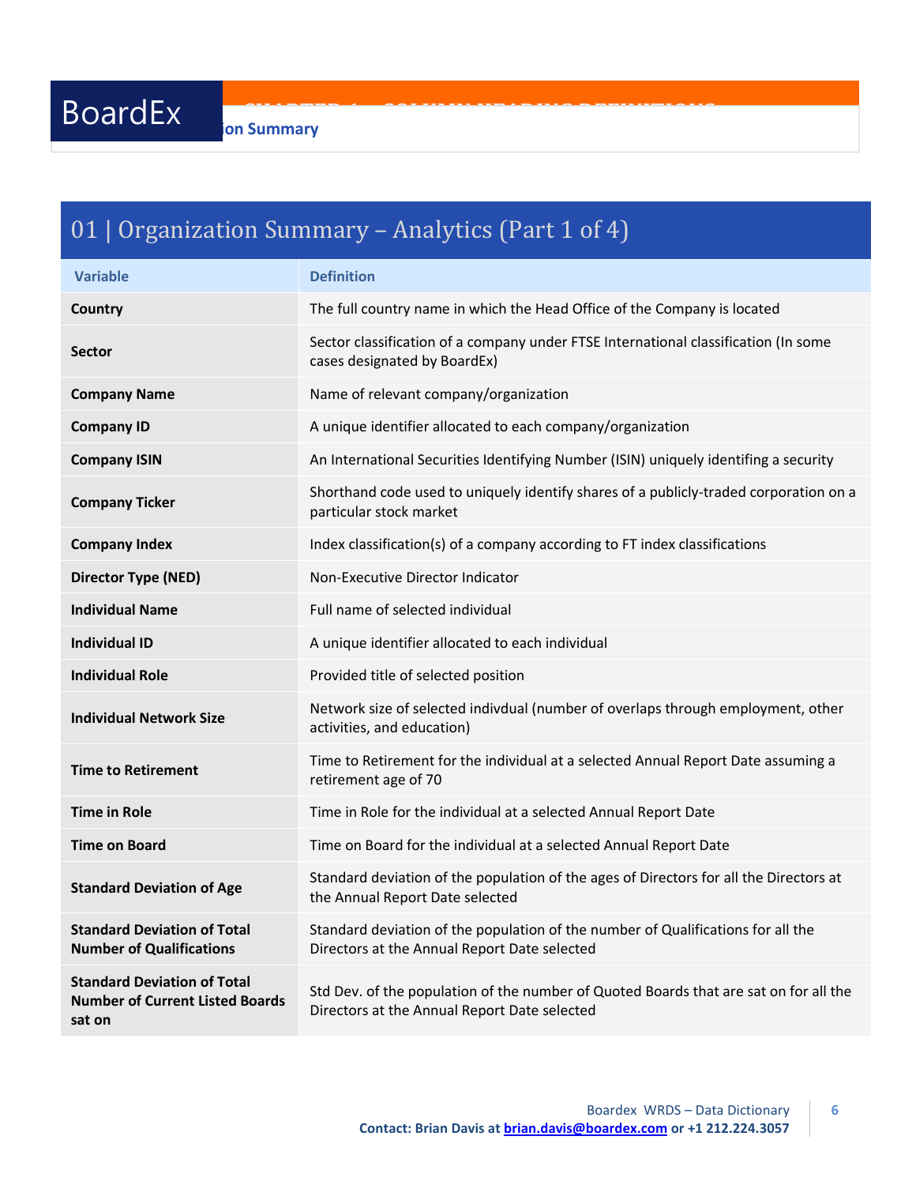## 01 | Organization Summary – Analytics (Part 1 of 4)

| Variable | Definition |
|---|---|
| **Country** | The full country name in which the Head Office of the Company is located |
| **Sector** | Sector classification of a company under FTSE International classification (In some cases designated by BoardEx) |
| **Company Name** | Name of relevant company/organization |
| **Company ID** | A unique identifier allocated to each company/organization |
| **Company ISIN** | An International Securities Identifying Number (ISIN) uniquely identifing a security |
| **Company Ticker** | Shorthand code used to uniquely identify shares of a publicly-traded corporation on a particular stock market |
| **Company Index** | Index classification(s) of a company according to FT index classifications |
| **Director Type (NED)** | Non-Executive Director Indicator |
| **Individual Name** | Full name of selected individual |
| **Individual ID** | A unique identifier allocated to each individual |
| **Individual Role** | Provided title of selected position |
| **Individual Network Size** | Network size of selected indivdual (number of overlaps through employment, other activities, and education) |
| **Time to Retirement** | Time to Retirement for the individual at a selected Annual Report Date assuming a retirement age of 70 |
| **Time in Role** | Time in Role for the individual at a selected Annual Report Date |
| **Time on Board** | Time on Board for the individual at a selected Annual Report Date |
| **Standard Deviation of Age** | Standard deviation of the population of the ages of Directors for all the Directors at the Annual Report Date selected |
| **Standard Deviation of Total Number of Qualifications** | Standard deviation of the population of the number of Qualifications for all the Directors at the Annual Report Date selected |
| **Standard Deviation of Total Number of Current Listed Boards sat on** | Std Dev. of the population of the number of Quoted Boards that are sat on for all the Directors at the Annual Report Date selected |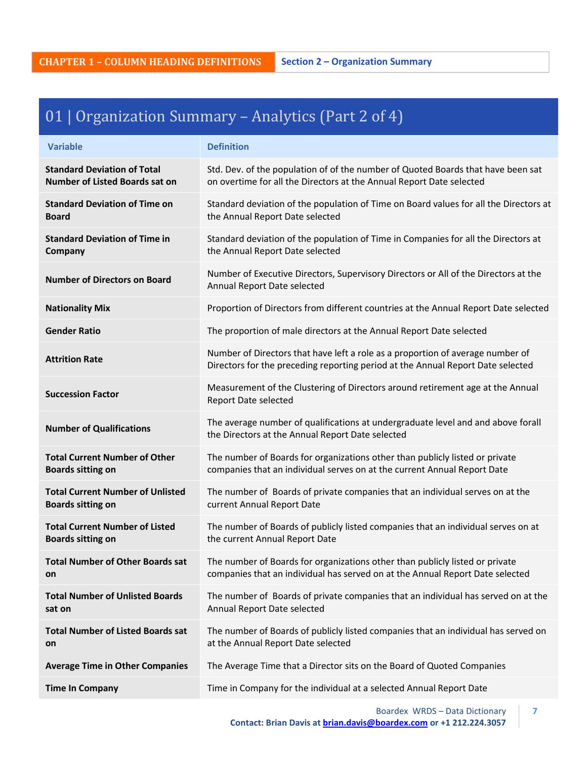CHAPTER 1 – COLUMN HEADING DEFINITIONS | Section 2 – Organization Summary

## 01 | Organization Summary – Analytics (Part 2 of 4)

| Variable | Definition |
|---|---|
| **Standard Deviation of Total Number of Listed Boards sat on** | Std. Dev. of the population of of the number of Quoted Boards that have been sat on overtime for all the Directors at the Annual Report Date selected |
| **Standard Deviation of Time on Board** | Standard deviation of the population of Time on Board values for all the Directors at the Annual Report Date selected |
| **Standard Deviation of Time in Company** | Standard deviation of the population of Time in Companies for all the Directors at the Annual Report Date selected |
| **Number of Directors on Board** | Number of Executive Directors, Supervisory Directors or All of the Directors at the Annual Report Date selected |
| **Nationality Mix** | Proportion of Directors from different countries at the Annual Report Date selected |
| **Gender Ratio** | The proportion of male directors at the Annual Report Date selected |
| **Attrition Rate** | Number of Directors that have left a role as a proportion of average number of Directors for the preceding reporting period at the Annual Report Date selected |
| **Succession Factor** | Measurement of the Clustering of Directors around retirement age at the Annual Report Date selected |
| **Number of Qualifications** | The average number of qualifications at undergraduate level and and above forall the Directors at the Annual Report Date selected |
| **Total Current Number of Other Boards sitting on** | The number of Boards for organizations other than publicly listed or private companies that an individual serves on at the current Annual Report Date |
| **Total Current Number of Unlisted Boards sitting on** | The number of Boards of private companies that an individual serves on at the current Annual Report Date |
| **Total Current Number of Listed Boards sitting on** | The number of Boards of publicly listed companies that an individual serves on at the current Annual Report Date |
| **Total Number of Other Boards sat on** | The number of Boards for organizations other than publicly listed or private companies that an individual has served on at the Annual Report Date selected |
| **Total Number of Unlisted Boards sat on** | The number of Boards of private companies that an individual has served on at the Annual Report Date selected |
| **Total Number of Listed Boards sat on** | The number of Boards of publicly listed companies that an individual has served on at the Annual Report Date selected |
| **Average Time in Other Companies** | The Average Time that a Director sits on the Board of Quoted Companies |
| **Time In Company** | Time in Company for the individual at a selected Annual Report Date |

Boardex WRDS – Data Dictionary
**Contact: Brian Davis at brian.davis@boardex.com or +1 212.224.3057**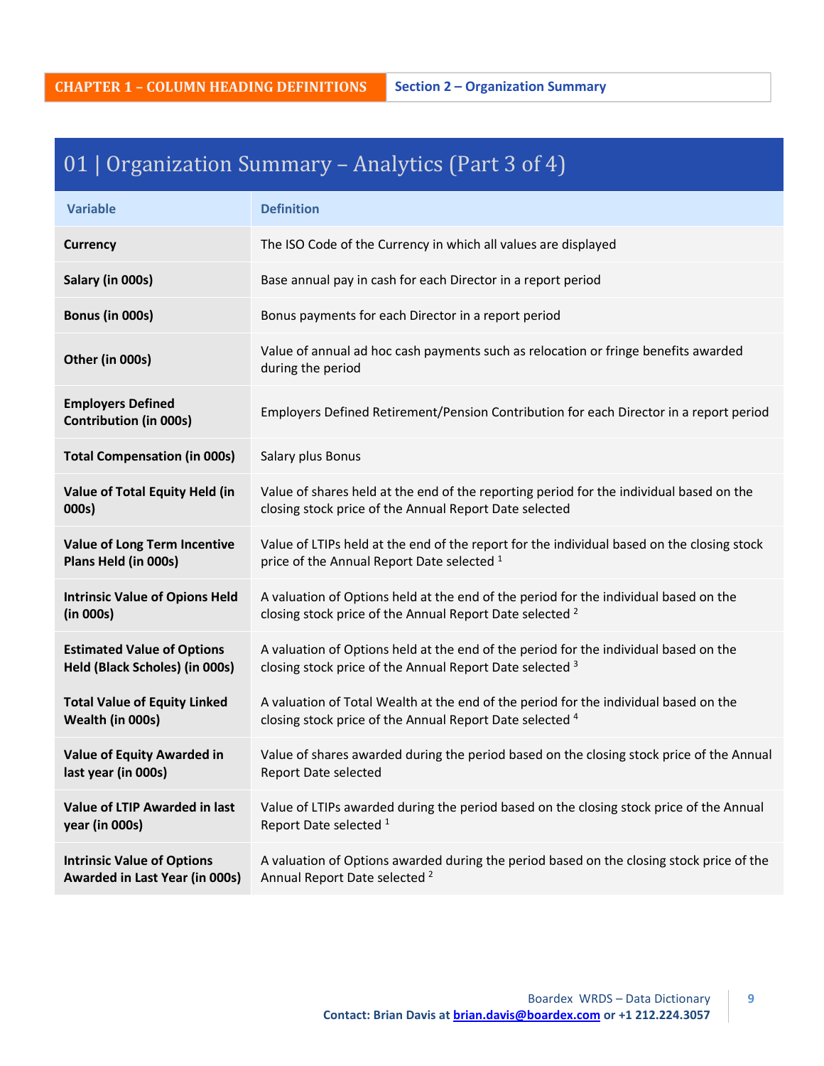CHAPTER 1 – COLUMN HEADING DEFINITIONS | Section 2 – Organization Summary

## 01 | Organization Summary – Analytics (Part 3 of 4)

| Variable | Definition |
|---|---|
| **Currency** | The ISO Code of the Currency in which all values are displayed |
| **Salary (in 000s)** | Base annual pay in cash for each Director in a report period |
| **Bonus (in 000s)** | Bonus payments for each Director in a report period |
| **Other (in 000s)** | Value of annual ad hoc cash payments such as relocation or fringe benefits awarded during the period |
| **Employers Defined Contribution (in 000s)** | Employers Defined Retirement/Pension Contribution for each Director in a report period |
| **Total Compensation (in 000s)** | Salary plus Bonus |
| **Value of Total Equity Held (in 000s)** | Value of shares held at the end of the reporting period for the individual based on the closing stock price of the Annual Report Date selected |
| **Value of Long Term Incentive Plans Held (in 000s)** | Value of LTIPs held at the end of the report for the individual based on the closing stock price of the Annual Report Date selected [1] |
| **Intrinsic Value of Opions Held (in 000s)** | A valuation of Options held at the end of the period for the individual based on the closing stock price of the Annual Report Date selected [2] |
| **Estimated Value of Options Held (Black Scholes) (in 000s)** | A valuation of Options held at the end of the period for the individual based on the closing stock price of the Annual Report Date selected [3] |
| **Total Value of Equity Linked Wealth (in 000s)** | A valuation of Total Wealth at the end of the period for the individual based on the closing stock price of the Annual Report Date selected [4] |
| **Value of Equity Awarded in last year (in 000s)** | Value of shares awarded during the period based on the closing stock price of the Annual Report Date selected |
| **Value of LTIP Awarded in last year (in 000s)** | Value of LTIPs awarded during the period based on the closing stock price of the Annual Report Date selected [1] |
| **Intrinsic Value of Options Awarded in Last Year (in 000s)** | A valuation of Options awarded during the period based on the closing stock price of the Annual Report Date selected [2] |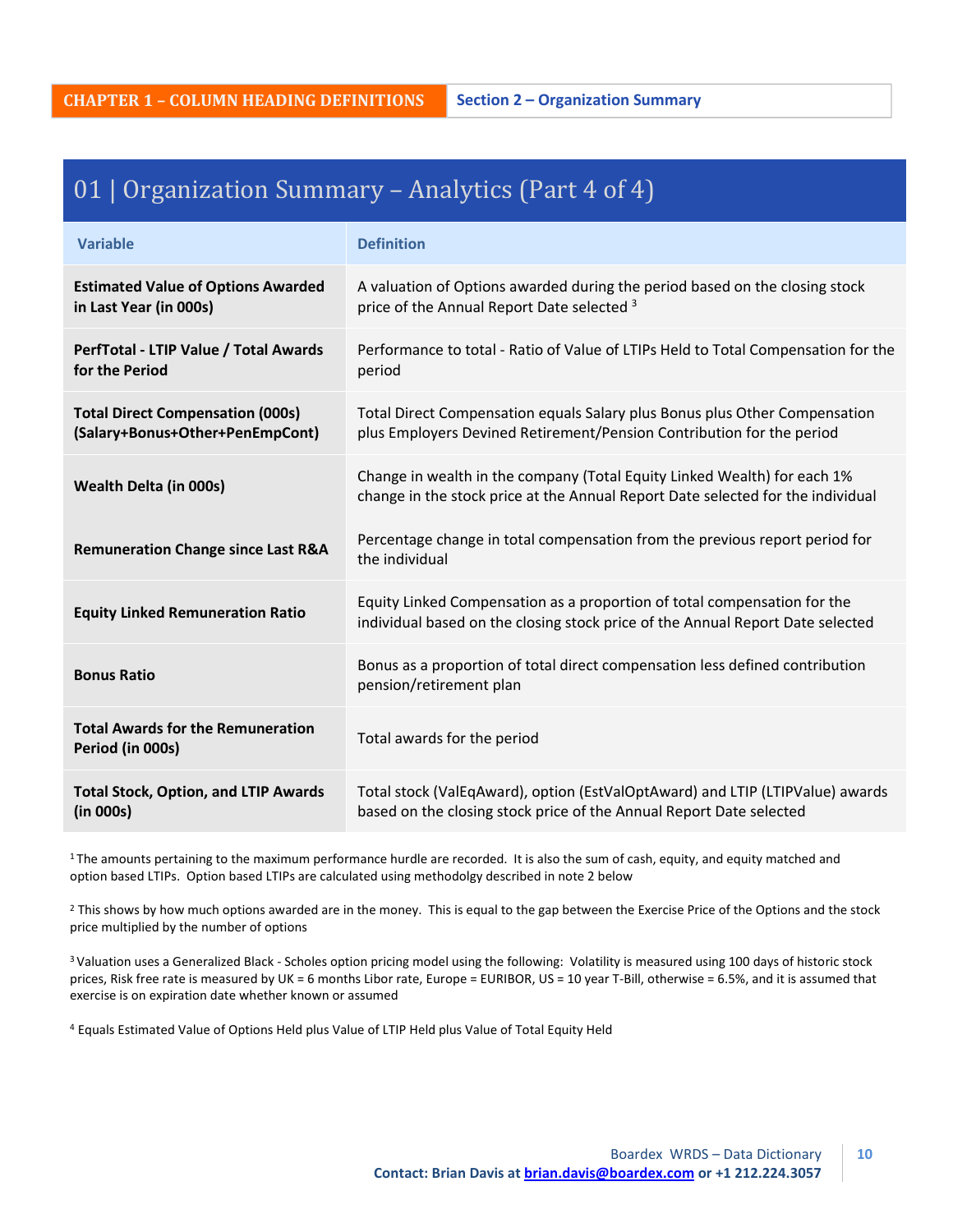CHAPTER 1 – COLUMN HEADING DEFINITIONS | Section 2 – Organization Summary

## 01 | Organization Summary – Analytics (Part 4 of 4)

| Variable | Definition |
| --- | --- |
| **Estimated Value of Options Awarded in Last Year (in 000s)** | A valuation of Options awarded during the period based on the closing stock price of the Annual Report Date selected [3] |
| **PerfTotal - LTIP Value / Total Awards for the Period** | Performance to total - Ratio of Value of LTIPs Held to Total Compensation for the period |
| **Total Direct Compensation (000s) (Salary+Bonus+Other+PenEmpCont)** | Total Direct Compensation equals Salary plus Bonus plus Other Compensation plus Employers Devined Retirement/Pension Contribution for the period |
| **Wealth Delta (in 000s)** | Change in wealth in the company (Total Equity Linked Wealth) for each 1% change in the stock price at the Annual Report Date selected for the individual |
| **Remuneration Change since Last R&A** | Percentage change in total compensation from the previous report period for the individual |
| **Equity Linked Remuneration Ratio** | Equity Linked Compensation as a proportion of total compensation for the individual based on the closing stock price of the Annual Report Date selected |
| **Bonus Ratio** | Bonus as a proportion of total direct compensation less defined contribution pension/retirement plan |
| **Total Awards for the Remuneration Period (in 000s)** | Total awards for the period |
| **Total Stock, Option, and LTIP Awards (in 000s)** | Total stock (ValEqAward), option (EstValOptAward) and LTIP (LTIPValue) awards based on the closing stock price of the Annual Report Date selected |

[1] The amounts pertaining to the maximum performance hurdle are recorded. It is also the sum of cash, equity, and equity matched and option based LTIPs. Option based LTIPs are calculated using methodolgy described in note 2 below

[2] This shows by how much options awarded are in the money. This is equal to the gap between the Exercise Price of the Options and the stock price multiplied by the number of options

[3] Valuation uses a Generalized Black - Scholes option pricing model using the following: Volatility is measured using 100 days of historic stock prices, Risk free rate is measured by UK = 6 months Libor rate, Europe = EURIBOR, US = 10 year T-Bill, otherwise = 6.5%, and it is assumed that exercise is on expiration date whether known or assumed

[4] Equals Estimated Value of Options Held plus Value of LTIP Held plus Value of Total Equity Held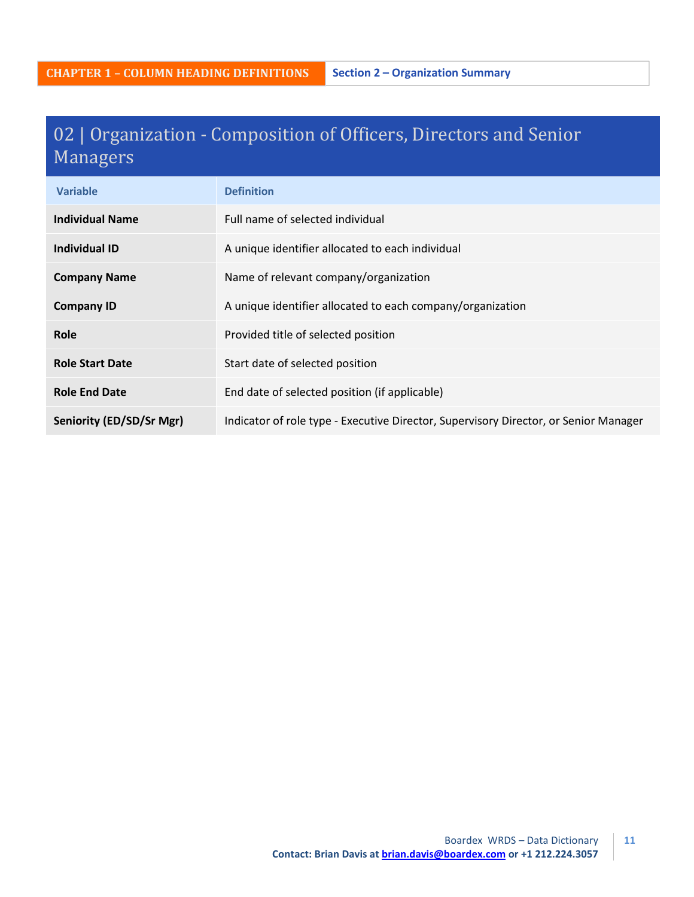## 02 | Organization - Composition of Officers, Directors and Senior Managers

| Variable | Definition |
|---|---|
| **Individual Name** | Full name of selected individual |
| **Individual ID** | A unique identifier allocated to each individual |
| **Company Name** | Name of relevant company/organization |
| **Company ID** | A unique identifier allocated to each company/organization |
| **Role** | Provided title of selected position |
| **Role Start Date** | Start date of selected position |
| **Role End Date** | End date of selected position (if applicable) |
| **Seniority (ED/SD/Sr Mgr)** | Indicator of role type - Executive Director, Supervisory Director, or Senior Manager |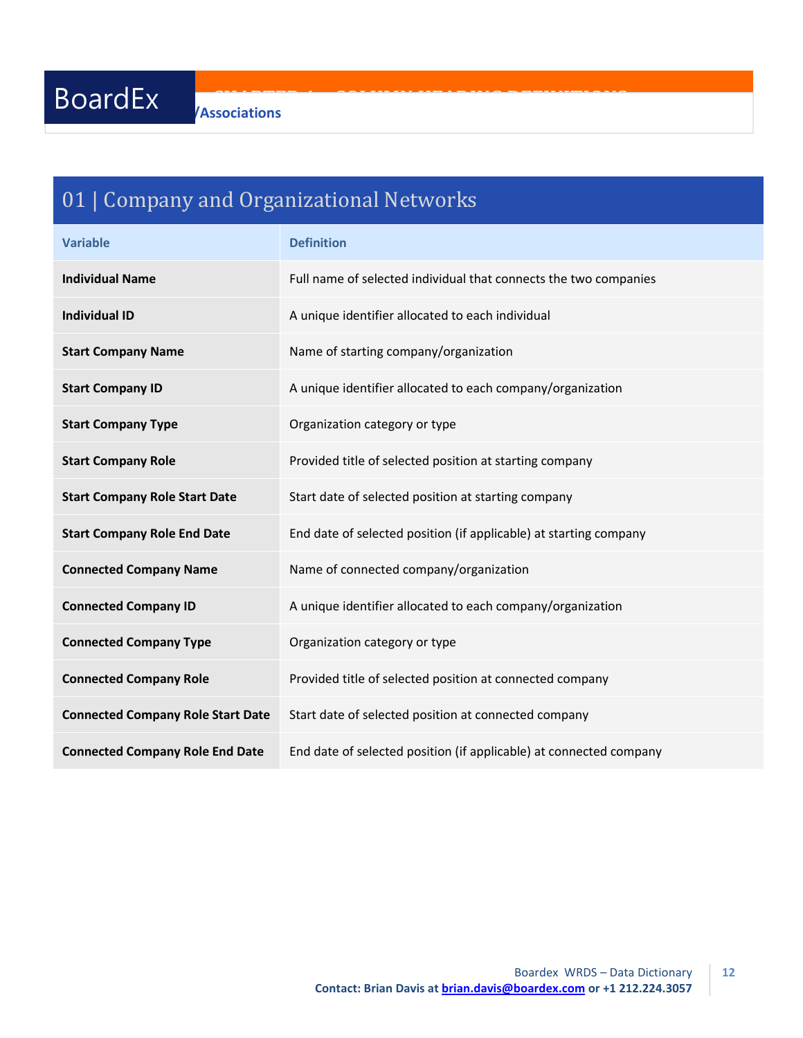## 01 | Company and Organizational Networks

| Variable | Definition |
|---|---|
| **Individual Name** | Full name of selected individual that connects the two companies |
| **Individual ID** | A unique identifier allocated to each individual |
| **Start Company Name** | Name of starting company/organization |
| **Start Company ID** | A unique identifier allocated to each company/organization |
| **Start Company Type** | Organization category or type |
| **Start Company Role** | Provided title of selected position at starting company |
| **Start Company Role Start Date** | Start date of selected position at starting company |
| **Start Company Role End Date** | End date of selected position (if applicable) at starting company |
| **Connected Company Name** | Name of connected company/organization |
| **Connected Company ID** | A unique identifier allocated to each company/organization |
| **Connected Company Type** | Organization category or type |
| **Connected Company Role** | Provided title of selected position at connected company |
| **Connected Company Role Start Date** | Start date of selected position at connected company |
| **Connected Company Role End Date** | End date of selected position (if applicable) at connected company |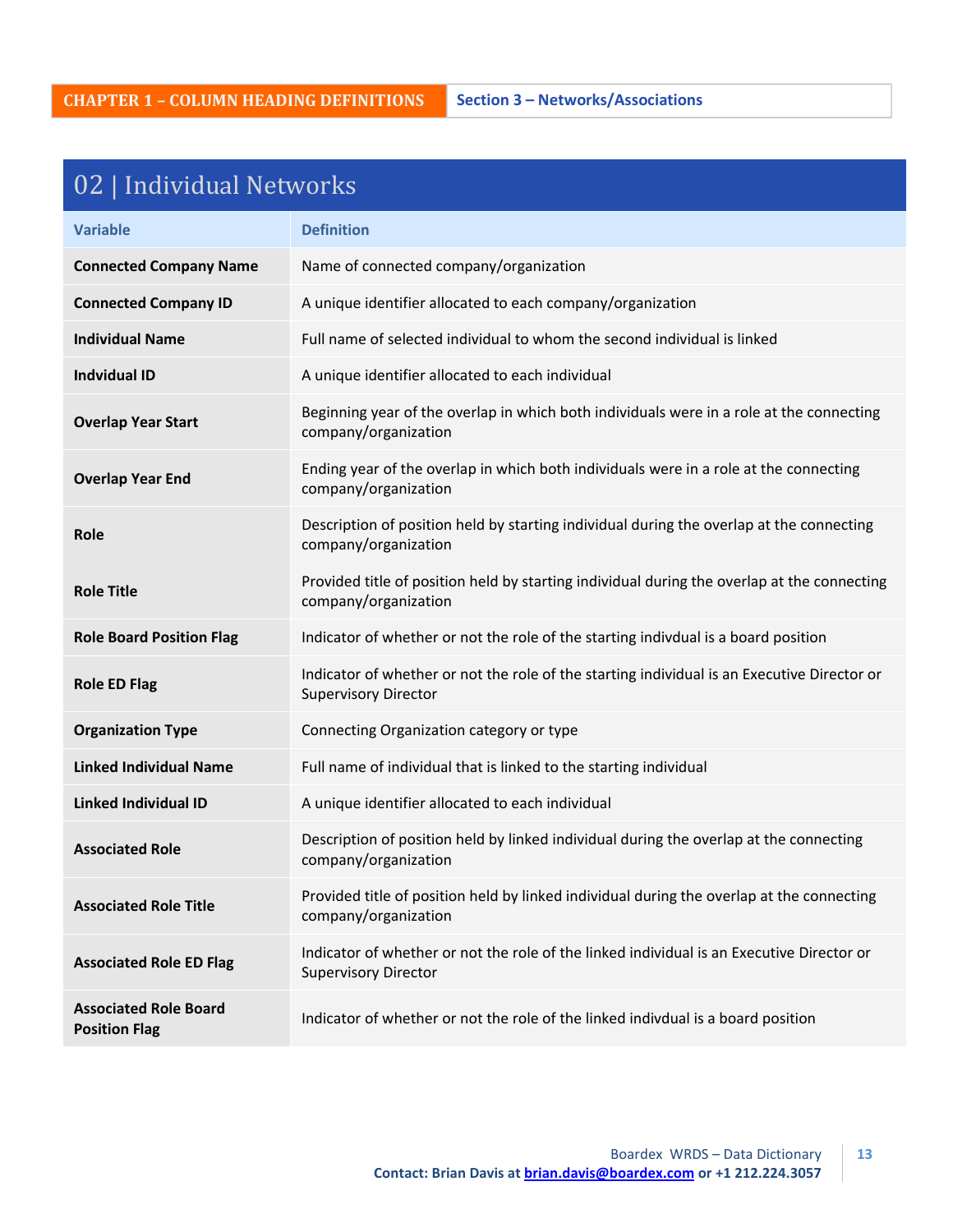**CHAPTER 1 – COLUMN HEADING DEFINITIONS** | **Section 3 – Networks/Associations**

## 02 | Individual Networks

| Variable | Definition |
|---|---|
| **Connected Company Name** | Name of connected company/organization |
| **Connected Company ID** | A unique identifier allocated to each company/organization |
| **Individual Name** | Full name of selected individual to whom the second individual is linked |
| **Indvidual ID** | A unique identifier allocated to each individual |
| **Overlap Year Start** | Beginning year of the overlap in which both individuals were in a role at the connecting company/organization |
| **Overlap Year End** | Ending year of the overlap in which both individuals were in a role at the connecting company/organization |
| **Role** | Description of position held by starting individual during the overlap at the connecting company/organization |
| **Role Title** | Provided title of position held by starting individual during the overlap at the connecting company/organization |
| **Role Board Position Flag** | Indicator of whether or not the role of the starting indivdual is a board position |
| **Role ED Flag** | Indicator of whether or not the role of the starting individual is an Executive Director or Supervisory Director |
| **Organization Type** | Connecting Organization category or type |
| **Linked Individual Name** | Full name of individual that is linked to the starting individual |
| **Linked Individual ID** | A unique identifier allocated to each individual |
| **Associated Role** | Description of position held by linked individual during the overlap at the connecting company/organization |
| **Associated Role Title** | Provided title of position held by linked individual during the overlap at the connecting company/organization |
| **Associated Role ED Flag** | Indicator of whether or not the role of the linked individual is an Executive Director or Supervisory Director |
| **Associated Role Board Position Flag** | Indicator of whether or not the role of the linked indivdual is a board position |

Boardex WRDS – Data Dictionary
**Contact: Brian Davis at brian.davis@boardex.com or +1 212.224.3057**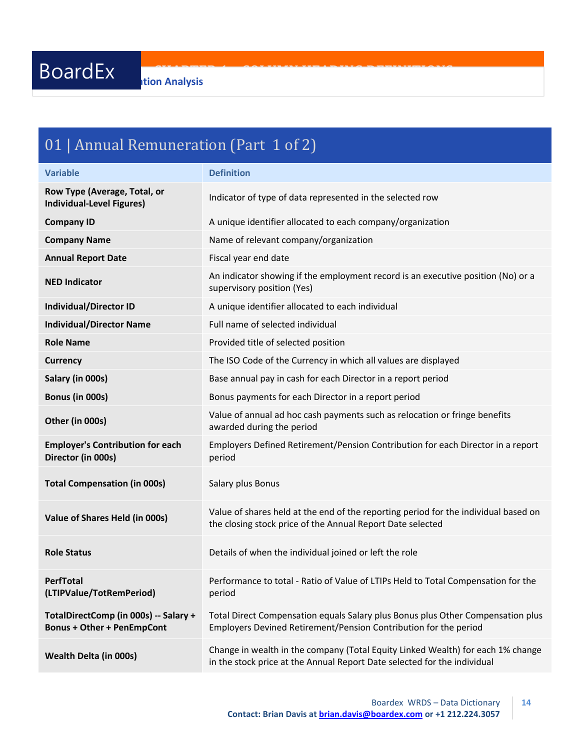## 01 | Annual Remuneration (Part 1 of 2)

| Variable | Definition |
|---|---|
| **Row Type (Average, Total, or Individual-Level Figures)** | Indicator of type of data represented in the selected row |
| **Company ID** | A unique identifier allocated to each company/organization |
| **Company Name** | Name of relevant company/organization |
| **Annual Report Date** | Fiscal year end date |
| **NED Indicator** | An indicator showing if the employment record is an executive position (No) or a supervisory position (Yes) |
| **Individual/Director ID** | A unique identifier allocated to each individual |
| **Individual/Director Name** | Full name of selected individual |
| **Role Name** | Provided title of selected position |
| **Currency** | The ISO Code of the Currency in which all values are displayed |
| **Salary (in 000s)** | Base annual pay in cash for each Director in a report period |
| **Bonus (in 000s)** | Bonus payments for each Director in a report period |
| **Other (in 000s)** | Value of annual ad hoc cash payments such as relocation or fringe benefits awarded during the period |
| **Employer's Contribution for each Director (in 000s)** | Employers Defined Retirement/Pension Contribution for each Director in a report period |
| **Total Compensation (in 000s)** | Salary plus Bonus |
| **Value of Shares Held (in 000s)** | Value of shares held at the end of the reporting period for the individual based on the closing stock price of the Annual Report Date selected |
| **Role Status** | Details of when the individual joined or left the role |
| **PerfTotal (LTIPValue/TotRemPeriod)** | Performance to total - Ratio of Value of LTIPs Held to Total Compensation for the period |
| **TotalDirectComp (in 000s) -- Salary + Bonus + Other + PenEmpCont** | Total Direct Compensation equals Salary plus Bonus plus Other Compensation plus Employers Devined Retirement/Pension Contribution for the period |
| **Wealth Delta (in 000s)** | Change in wealth in the company (Total Equity Linked Wealth) for each 1% change in the stock price at the Annual Report Date selected for the individual |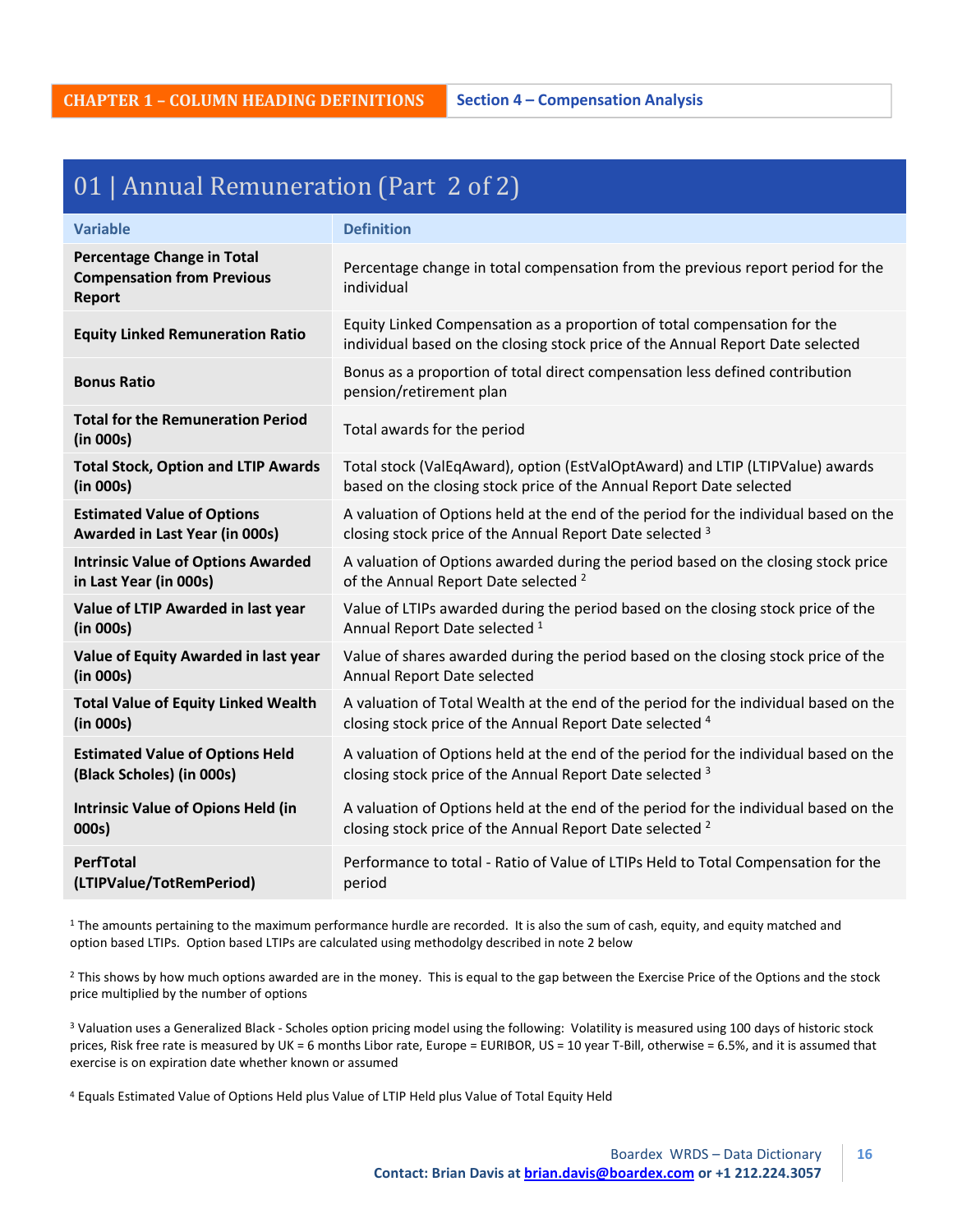**CHAPTER 1 – COLUMN HEADING DEFINITIONS** | **Section 4 – Compensation Analysis**

## 01 | Annual Remuneration (Part 2 of 2)

| Variable | Definition |
|---|---|
| **Percentage Change in Total Compensation from Previous Report** | Percentage change in total compensation from the previous report period for the individual |
| **Equity Linked Remuneration Ratio** | Equity Linked Compensation as a proportion of total compensation for the individual based on the closing stock price of the Annual Report Date selected |
| **Bonus Ratio** | Bonus as a proportion of total direct compensation less defined contribution pension/retirement plan |
| **Total for the Remuneration Period (in 000s)** | Total awards for the period |
| **Total Stock, Option and LTIP Awards (in 000s)** | Total stock (ValEqAward), option (EstValOptAward) and LTIP (LTIPValue) awards based on the closing stock price of the Annual Report Date selected |
| **Estimated Value of Options Awarded in Last Year (in 000s)** | A valuation of Options held at the end of the period for the individual based on the closing stock price of the Annual Report Date selected [3] |
| **Intrinsic Value of Options Awarded in Last Year (in 000s)** | A valuation of Options awarded during the period based on the closing stock price of the Annual Report Date selected [2] |
| **Value of LTIP Awarded in last year (in 000s)** | Value of LTIPs awarded during the period based on the closing stock price of the Annual Report Date selected [1] |
| **Value of Equity Awarded in last year (in 000s)** | Value of shares awarded during the period based on the closing stock price of the Annual Report Date selected |
| **Total Value of Equity Linked Wealth (in 000s)** | A valuation of Total Wealth at the end of the period for the individual based on the closing stock price of the Annual Report Date selected [4] |
| **Estimated Value of Options Held (Black Scholes) (in 000s)** | A valuation of Options held at the end of the period for the individual based on the closing stock price of the Annual Report Date selected [3] |
| **Intrinsic Value of Opions Held (in 000s)** | A valuation of Options held at the end of the period for the individual based on the closing stock price of the Annual Report Date selected [2] |
| **PerfTotal (LTIPValue/TotRemPeriod)** | Performance to total - Ratio of Value of LTIPs Held to Total Compensation for the period |

[1] The amounts pertaining to the maximum performance hurdle are recorded. It is also the sum of cash, equity, and equity matched and option based LTIPs. Option based LTIPs are calculated using methodolgy described in note 2 below

[2] This shows by how much options awarded are in the money. This is equal to the gap between the Exercise Price of the Options and the stock price multiplied by the number of options

[3] Valuation uses a Generalized Black - Scholes option pricing model using the following: Volatility is measured using 100 days of historic stock prices, Risk free rate is measured by UK = 6 months Libor rate, Europe = EURIBOR, US = 10 year T-Bill, otherwise = 6.5%, and it is assumed that exercise is on expiration date whether known or assumed

[4] Equals Estimated Value of Options Held plus Value of LTIP Held plus Value of Total Equity Held

Boardex WRDS – Data Dictionary
**Contact: Brian Davis at brian.davis@boardex.com or +1 212.224.3057**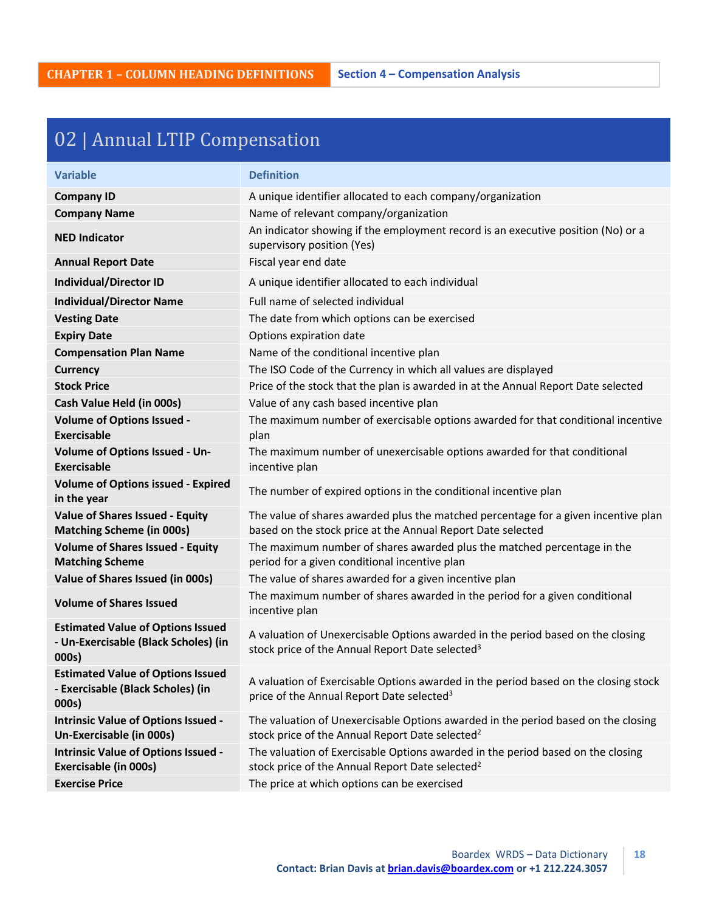CHAPTER 1 – COLUMN HEADING DEFINITIONS | Section 4 – Compensation Analysis

## 02 | Annual LTIP Compensation

| Variable | Definition |
|---|---|
| **Company ID** | A unique identifier allocated to each company/organization |
| **Company Name** | Name of relevant company/organization |
| **NED Indicator** | An indicator showing if the employment record is an executive position (No) or a supervisory position (Yes) |
| **Annual Report Date** | Fiscal year end date |
| **Individual/Director ID** | A unique identifier allocated to each individual |
| **Individual/Director Name** | Full name of selected individual |
| **Vesting Date** | The date from which options can be exercised |
| **Expiry Date** | Options expiration date |
| **Compensation Plan Name** | Name of the conditional incentive plan |
| **Currency** | The ISO Code of the Currency in which all values are displayed |
| **Stock Price** | Price of the stock that the plan is awarded in at the Annual Report Date selected |
| **Cash Value Held (in 000s)** | Value of any cash based incentive plan |
| **Volume of Options Issued - Exercisable** | The maximum number of exercisable options awarded for that conditional incentive plan |
| **Volume of Options Issued - Un-Exercisable** | The maximum number of unexercisable options awarded for that conditional incentive plan |
| **Volume of Options issued - Expired in the year** | The number of expired options in the conditional incentive plan |
| **Value of Shares Issued - Equity Matching Scheme (in 000s)** | The value of shares awarded plus the matched percentage for a given incentive plan based on the stock price at the Annual Report Date selected |
| **Volume of Shares Issued - Equity Matching Scheme** | The maximum number of shares awarded plus the matched percentage in the period for a given conditional incentive plan |
| **Value of Shares Issued (in 000s)** | The value of shares awarded for a given incentive plan |
| **Volume of Shares Issued** | The maximum number of shares awarded in the period for a given conditional incentive plan |
| **Estimated Value of Options Issued - Un-Exercisable (Black Scholes) (in 000s)** | A valuation of Unexercisable Options awarded in the period based on the closing stock price of the Annual Report Date selected[3] |
| **Estimated Value of Options Issued - Exercisable (Black Scholes) (in 000s)** | A valuation of Exercisable Options awarded in the period based on the closing stock price of the Annual Report Date selected[3] |
| **Intrinsic Value of Options Issued - Un-Exercisable (in 000s)** | The valuation of Unexercisable Options awarded in the period based on the closing stock price of the Annual Report Date selected[2] |
| **Intrinsic Value of Options Issued - Exercisable (in 000s)** | The valuation of Exercisable Options awarded in the period based on the closing stock price of the Annual Report Date selected[2] |
| **Exercise Price** | The price at which options can be exercised |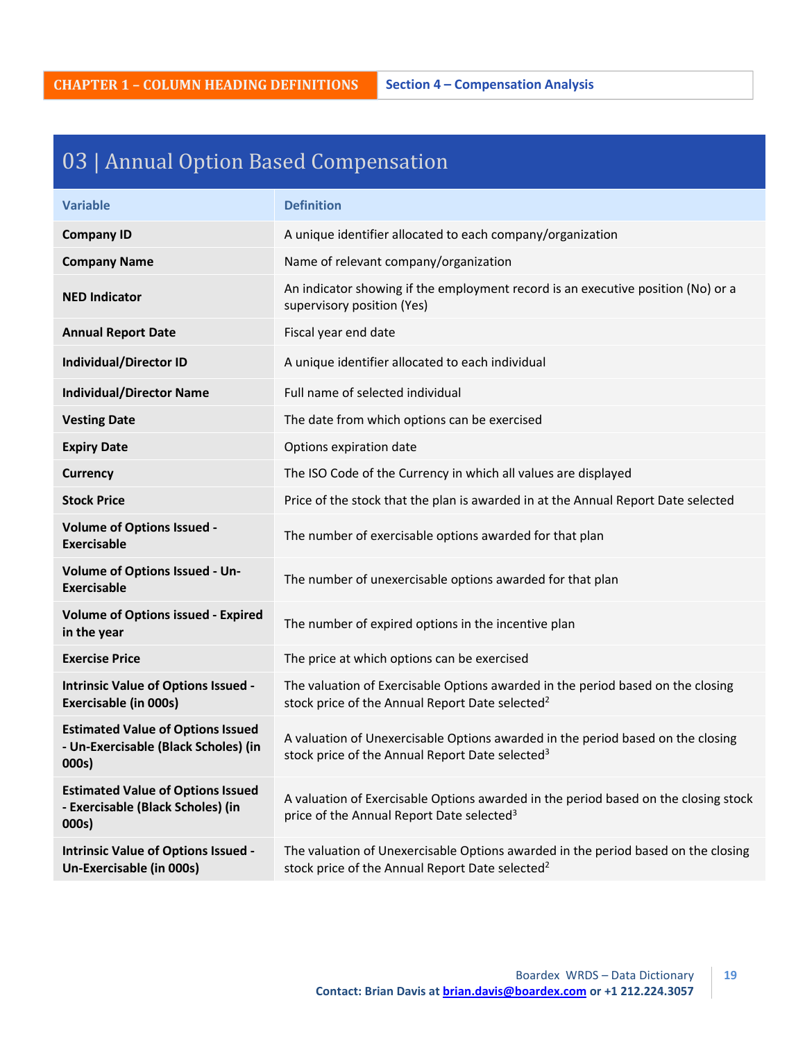CHAPTER 1 – COLUMN HEADING DEFINITIONS | Section 4 – Compensation Analysis

## 03 | Annual Option Based Compensation

| Variable | Definition |
|---|---|
| **Company ID** | A unique identifier allocated to each company/organization |
| **Company Name** | Name of relevant company/organization |
| **NED Indicator** | An indicator showing if the employment record is an executive position (No) or a supervisory position (Yes) |
| **Annual Report Date** | Fiscal year end date |
| **Individual/Director ID** | A unique identifier allocated to each individual |
| **Individual/Director Name** | Full name of selected individual |
| **Vesting Date** | The date from which options can be exercised |
| **Expiry Date** | Options expiration date |
| **Currency** | The ISO Code of the Currency in which all values are displayed |
| **Stock Price** | Price of the stock that the plan is awarded in at the Annual Report Date selected |
| **Volume of Options Issued - Exercisable** | The number of exercisable options awarded for that plan |
| **Volume of Options Issued - Un-Exercisable** | The number of unexercisable options awarded for that plan |
| **Volume of Options issued - Expired in the year** | The number of expired options in the incentive plan |
| **Exercise Price** | The price at which options can be exercised |
| **Intrinsic Value of Options Issued - Exercisable (in 000s)** | The valuation of Exercisable Options awarded in the period based on the closing stock price of the Annual Report Date selected[2] |
| **Estimated Value of Options Issued - Un-Exercisable (Black Scholes) (in 000s)** | A valuation of Unexercisable Options awarded in the period based on the closing stock price of the Annual Report Date selected[3] |
| **Estimated Value of Options Issued - Exercisable (Black Scholes) (in 000s)** | A valuation of Exercisable Options awarded in the period based on the closing stock price of the Annual Report Date selected[3] |
| **Intrinsic Value of Options Issued - Un-Exercisable (in 000s)** | The valuation of Unexercisable Options awarded in the period based on the closing stock price of the Annual Report Date selected[2] |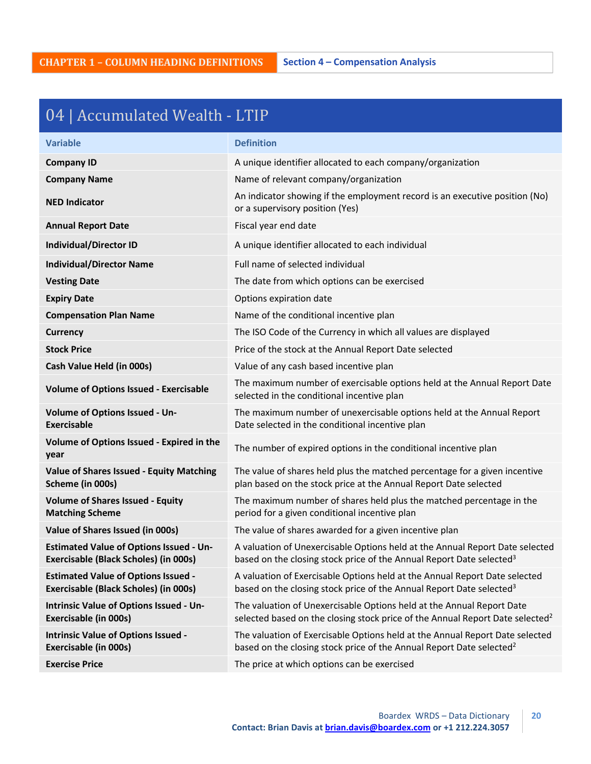## 04 | Accumulated Wealth - LTIP

| Variable | Definition |
|---|---|
| **Company ID** | A unique identifier allocated to each company/organization |
| **Company Name** | Name of relevant company/organization |
| **NED Indicator** | An indicator showing if the employment record is an executive position (No) or a supervisory position (Yes) |
| **Annual Report Date** | Fiscal year end date |
| **Individual/Director ID** | A unique identifier allocated to each individual |
| **Individual/Director Name** | Full name of selected individual |
| **Vesting Date** | The date from which options can be exercised |
| **Expiry Date** | Options expiration date |
| **Compensation Plan Name** | Name of the conditional incentive plan |
| **Currency** | The ISO Code of the Currency in which all values are displayed |
| **Stock Price** | Price of the stock at the Annual Report Date selected |
| **Cash Value Held (in 000s)** | Value of any cash based incentive plan |
| **Volume of Options Issued - Exercisable** | The maximum number of exercisable options held at the Annual Report Date selected in the conditional incentive plan |
| **Volume of Options Issued - Un-Exercisable** | The maximum number of unexercisable options held at the Annual Report Date selected in the conditional incentive plan |
| **Volume of Options Issued - Expired in the year** | The number of expired options in the conditional incentive plan |
| **Value of Shares Issued - Equity Matching Scheme (in 000s)** | The value of shares held plus the matched percentage for a given incentive plan based on the stock price at the Annual Report Date selected |
| **Volume of Shares Issued - Equity Matching Scheme** | The maximum number of shares held plus the matched percentage in the period for a given conditional incentive plan |
| **Value of Shares Issued (in 000s)** | The value of shares awarded for a given incentive plan |
| **Estimated Value of Options Issued - Un-Exercisable (Black Scholes) (in 000s)** | A valuation of Unexercisable Options held at the Annual Report Date selected based on the closing stock price of the Annual Report Date selected[3] |
| **Estimated Value of Options Issued - Exercisable (Black Scholes) (in 000s)** | A valuation of Exercisable Options held at the Annual Report Date selected based on the closing stock price of the Annual Report Date selected[3] |
| **Intrinsic Value of Options Issued - Un-Exercisable (in 000s)** | The valuation of Unexercisable Options held at the Annual Report Date selected based on the closing stock price of the Annual Report Date selected[2] |
| **Intrinsic Value of Options Issued - Exercisable (in 000s)** | The valuation of Exercisable Options held at the Annual Report Date selected based on the closing stock price of the Annual Report Date selected[2] |
| **Exercise Price** | The price at which options can be exercised |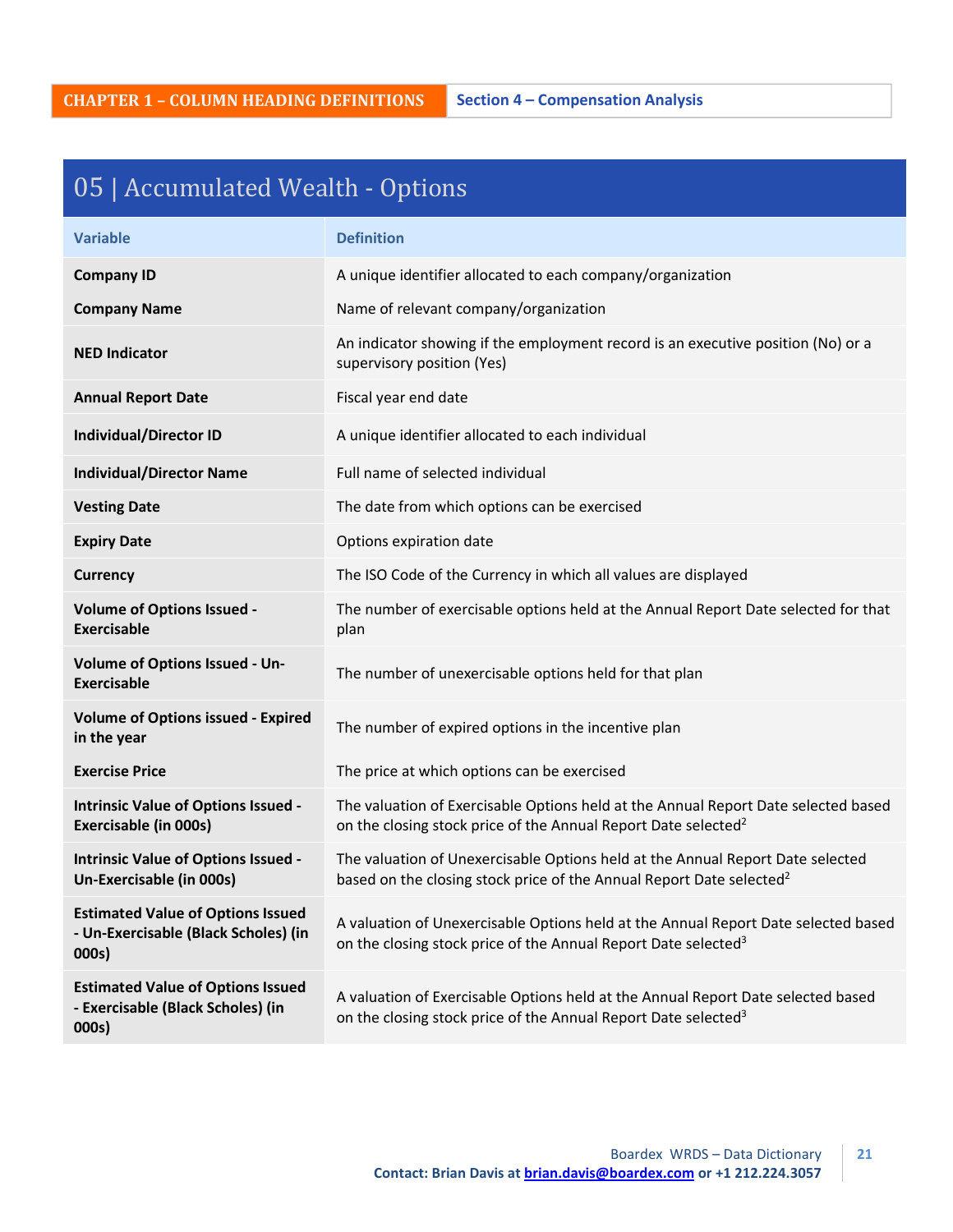CHAPTER 1 – COLUMN HEADING DEFINITIONS | Section 4 – Compensation Analysis

## 05 | Accumulated Wealth - Options

| Variable | Definition |
|---|---|
| **Company ID** | A unique identifier allocated to each company/organization |
| **Company Name** | Name of relevant company/organization |
| **NED Indicator** | An indicator showing if the employment record is an executive position (No) or a supervisory position (Yes) |
| **Annual Report Date** | Fiscal year end date |
| **Individual/Director ID** | A unique identifier allocated to each individual |
| **Individual/Director Name** | Full name of selected individual |
| **Vesting Date** | The date from which options can be exercised |
| **Expiry Date** | Options expiration date |
| **Currency** | The ISO Code of the Currency in which all values are displayed |
| **Volume of Options Issued - Exercisable** | The number of exercisable options held at the Annual Report Date selected for that plan |
| **Volume of Options Issued - Un-Exercisable** | The number of unexercisable options held for that plan |
| **Volume of Options issued - Expired in the year** | The number of expired options in the incentive plan |
| **Exercise Price** | The price at which options can be exercised |
| **Intrinsic Value of Options Issued - Exercisable (in 000s)** | The valuation of Exercisable Options held at the Annual Report Date selected based on the closing stock price of the Annual Report Date selected[2] |
| **Intrinsic Value of Options Issued - Un-Exercisable (in 000s)** | The valuation of Unexercisable Options held at the Annual Report Date selected based on the closing stock price of the Annual Report Date selected[2] |
| **Estimated Value of Options Issued - Un-Exercisable (Black Scholes) (in 000s)** | A valuation of Unexercisable Options held at the Annual Report Date selected based on the closing stock price of the Annual Report Date selected[3] |
| **Estimated Value of Options Issued - Exercisable (Black Scholes) (in 000s)** | A valuation of Exercisable Options held at the Annual Report Date selected based on the closing stock price of the Annual Report Date selected[3] |

Boardex WRDS – Data Dictionary
Contact: Brian Davis at brian.davis@boardex.com or +1 212.224.3057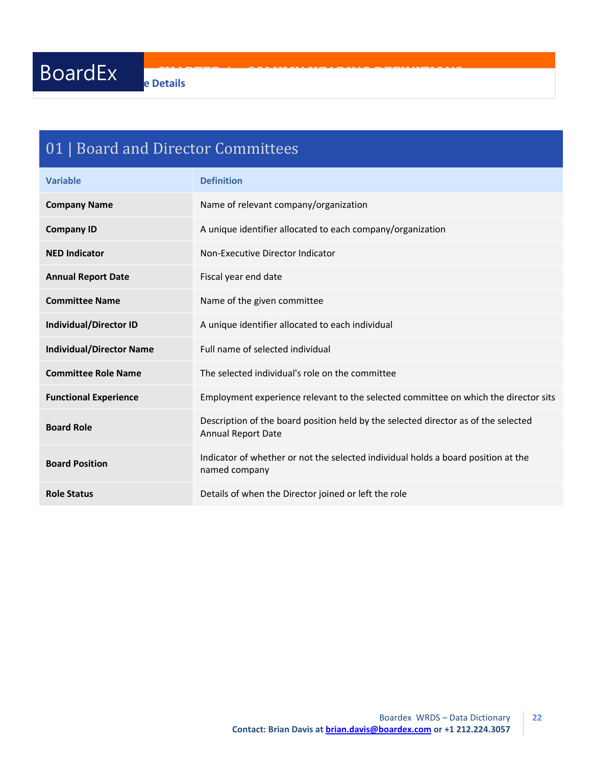## 01 | Board and Director Committees

| Variable | Definition |
|---|---|
| **Company Name** | Name of relevant company/organization |
| **Company ID** | A unique identifier allocated to each company/organization |
| **NED Indicator** | Non-Executive Director Indicator |
| **Annual Report Date** | Fiscal year end date |
| **Committee Name** | Name of the given committee |
| **Individual/Director ID** | A unique identifier allocated to each individual |
| **Individual/Director Name** | Full name of selected individual |
| **Committee Role Name** | The selected individual's role on the committee |
| **Functional Experience** | Employment experience relevant to the selected committee on which the director sits |
| **Board Role** | Description of the board position held by the selected director as of the selected Annual Report Date |
| **Board Position** | Indicator of whether or not the selected individual holds a board position at the named company |
| **Role Status** | Details of when the Director joined or left the role |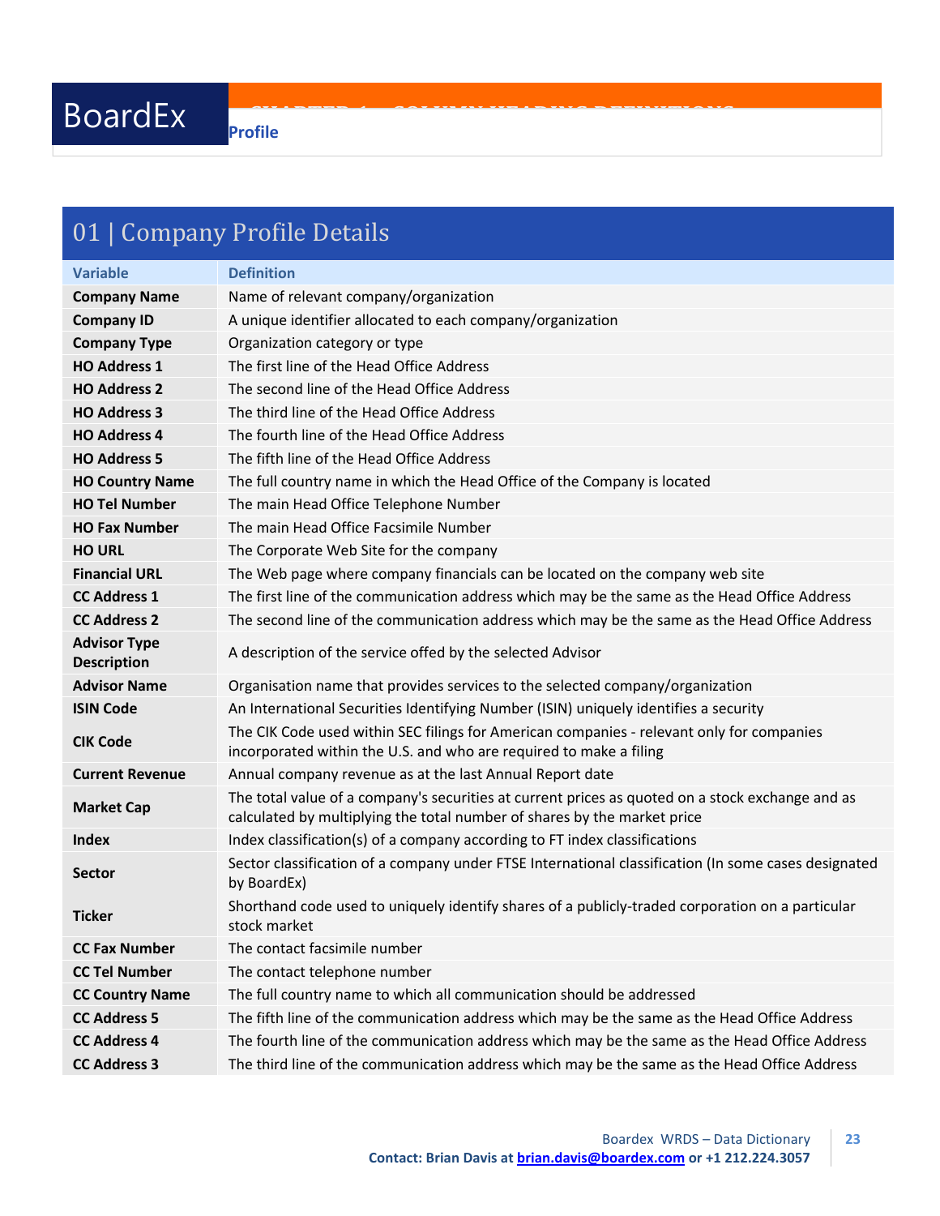# Profile

## 01 | Company Profile Details

| Variable | Definition |
| --- | --- |
| **Company Name** | Name of relevant company/organization |
| **Company ID** | A unique identifier allocated to each company/organization |
| **Company Type** | Organization category or type |
| **HO Address 1** | The first line of the Head Office Address |
| **HO Address 2** | The second line of the Head Office Address |
| **HO Address 3** | The third line of the Head Office Address |
| **HO Address 4** | The fourth line of the Head Office Address |
| **HO Address 5** | The fifth line of the Head Office Address |
| **HO Country Name** | The full country name in which the Head Office of the Company is located |
| **HO Tel Number** | The main Head Office Telephone Number |
| **HO Fax Number** | The main Head Office Facsimile Number |
| **HO URL** | The Corporate Web Site for the company |
| **Financial URL** | The Web page where company financials can be located on the company web site |
| **CC Address 1** | The first line of the communication address which may be the same as the Head Office Address |
| **CC Address 2** | The second line of the communication address which may be the same as the Head Office Address |
| **Advisor Type Description** | A description of the service offed by the selected Advisor |
| **Advisor Name** | Organisation name that provides services to the selected company/organization |
| **ISIN Code** | An International Securities Identifying Number (ISIN) uniquely identifies a security |
| **CIK Code** | The CIK Code used within SEC filings for American companies - relevant only for companies incorporated within the U.S. and who are required to make a filing |
| **Current Revenue** | Annual company revenue as at the last Annual Report date |
| **Market Cap** | The total value of a company's securities at current prices as quoted on a stock exchange and as calculated by multiplying the total number of shares by the market price |
| **Index** | Index classification(s) of a company according to FT index classifications |
| **Sector** | Sector classification of a company under FTSE International classification (In some cases designated by BoardEx) |
| **Ticker** | Shorthand code used to uniquely identify shares of a publicly-traded corporation on a particular stock market |
| **CC Fax Number** | The contact facsimile number |
| **CC Tel Number** | The contact telephone number |
| **CC Country Name** | The full country name to which all communication should be addressed |
| **CC Address 5** | The fifth line of the communication address which may be the same as the Head Office Address |
| **CC Address 4** | The fourth line of the communication address which may be the same as the Head Office Address |
| **CC Address 3** | The third line of the communication address which may be the same as the Head Office Address |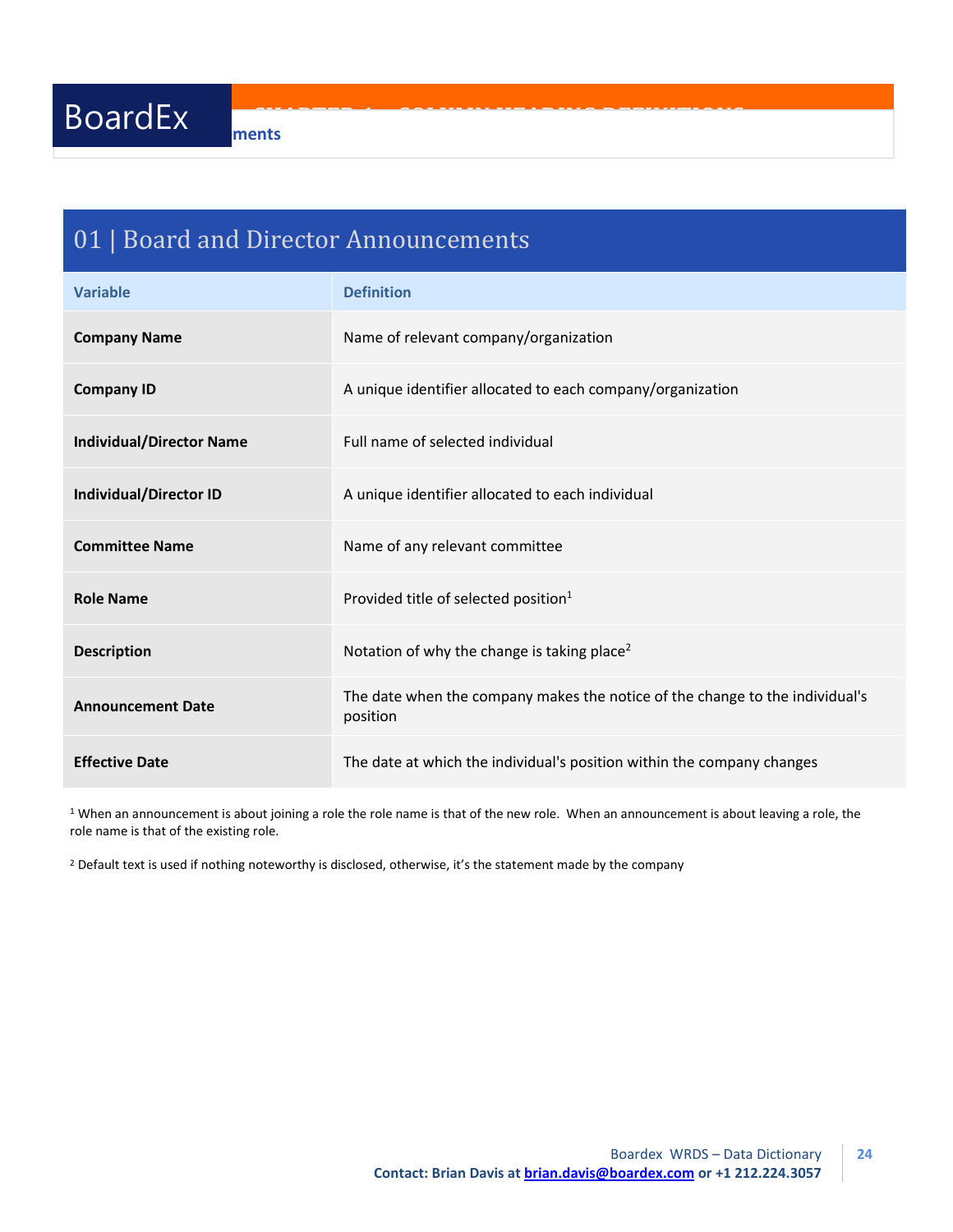## 01 | Board and Director Announcements

| Variable | Definition |
|---|---|
| **Company Name** | Name of relevant company/organization |
| **Company ID** | A unique identifier allocated to each company/organization |
| **Individual/Director Name** | Full name of selected individual |
| **Individual/Director ID** | A unique identifier allocated to each individual |
| **Committee Name** | Name of any relevant committee |
| **Role Name** | Provided title of selected position[1] |
| **Description** | Notation of why the change is taking place[2] |
| **Announcement Date** | The date when the company makes the notice of the change to the individual's position |
| **Effective Date** | The date at which the individual's position within the company changes |

[1] When an announcement is about joining a role the role name is that of the new role. When an announcement is about leaving a role, the role name is that of the existing role.

[2] Default text is used if nothing noteworthy is disclosed, otherwise, it's the statement made by the company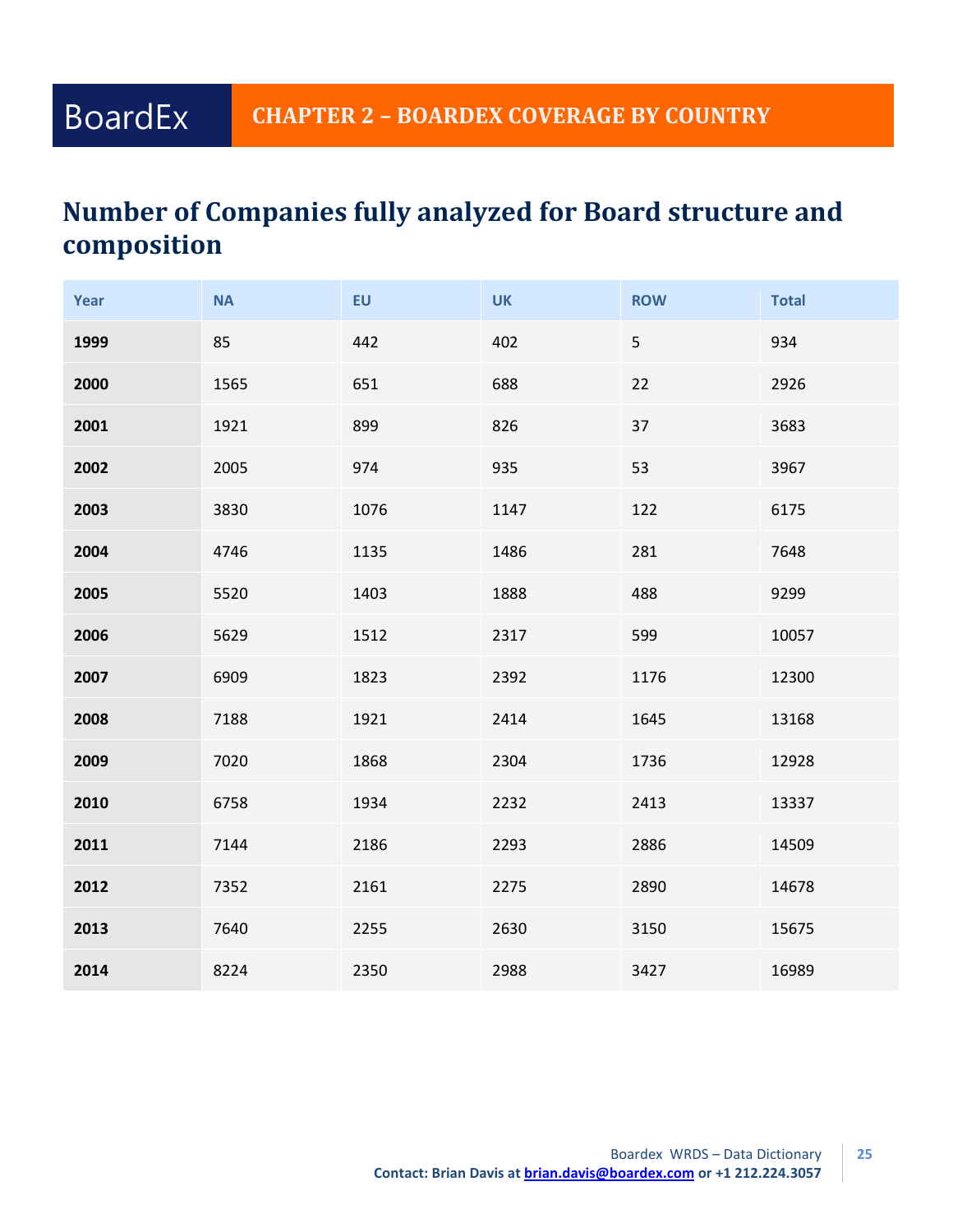# CHAPTER 2 – BOARDEX COVERAGE BY COUNTRY

## Number of Companies fully analyzed for Board structure and composition

| Year | NA | EU | UK | ROW | Total |
|---|---|---|---|---|---|
| **1999** | 85 | 442 | 402 | 5 | 934 |
| **2000** | 1565 | 651 | 688 | 22 | 2926 |
| **2001** | 1921 | 899 | 826 | 37 | 3683 |
| **2002** | 2005 | 974 | 935 | 53 | 3967 |
| **2003** | 3830 | 1076 | 1147 | 122 | 6175 |
| **2004** | 4746 | 1135 | 1486 | 281 | 7648 |
| **2005** | 5520 | 1403 | 1888 | 488 | 9299 |
| **2006** | 5629 | 1512 | 2317 | 599 | 10057 |
| **2007** | 6909 | 1823 | 2392 | 1176 | 12300 |
| **2008** | 7188 | 1921 | 2414 | 1645 | 13168 |
| **2009** | 7020 | 1868 | 2304 | 1736 | 12928 |
| **2010** | 6758 | 1934 | 2232 | 2413 | 13337 |
| **2011** | 7144 | 2186 | 2293 | 2886 | 14509 |
| **2012** | 7352 | 2161 | 2275 | 2890 | 14678 |
| **2013** | 7640 | 2255 | 2630 | 3150 | 15675 |
| **2014** | 8224 | 2350 | 2988 | 3427 | 16989 |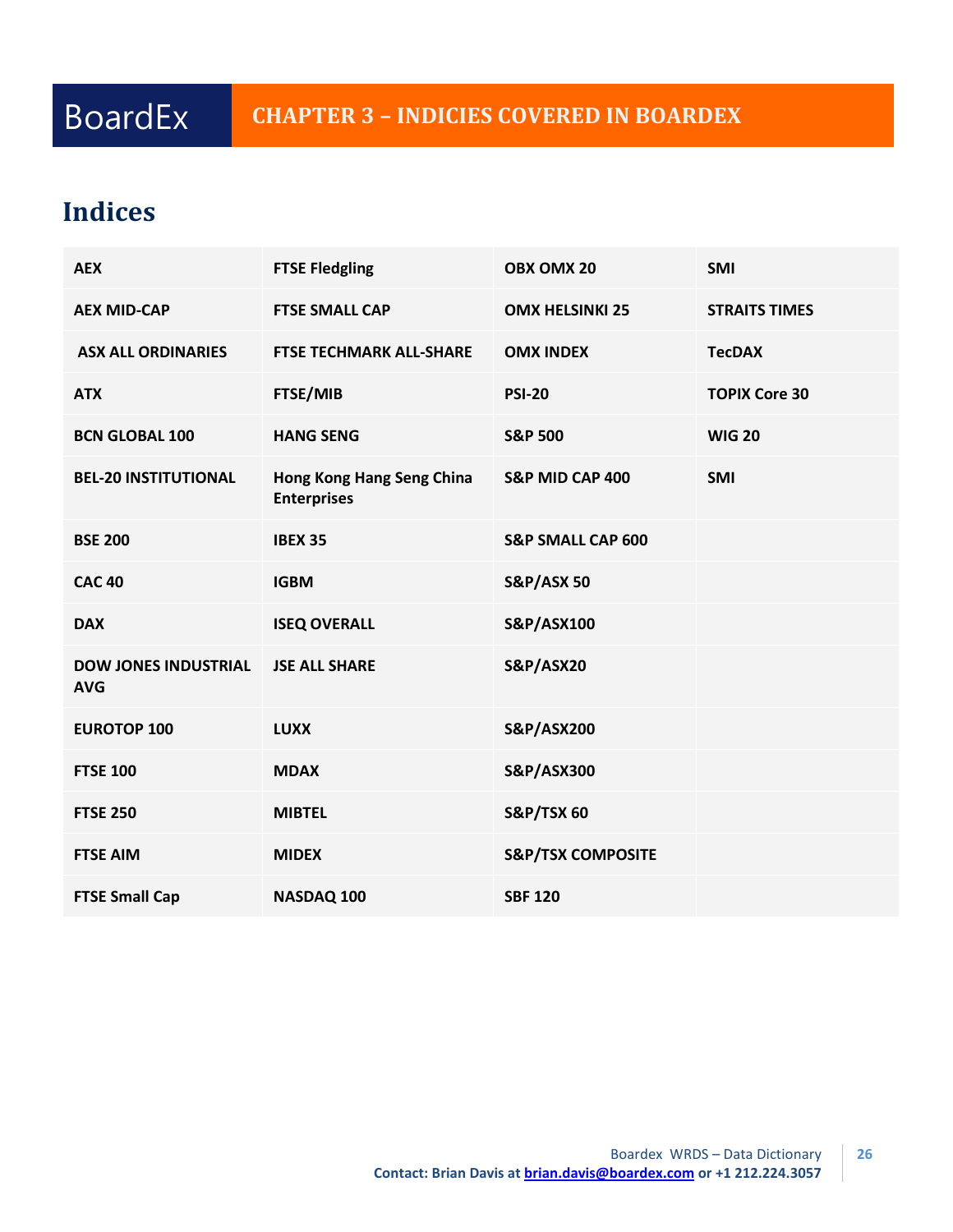# CHAPTER 3 – INDICIES COVERED IN BOARDEX

## Indices

| | | | |
|---|---|---|---|
| **AEX** | **FTSE Fledgling** | **OBX OMX 20** | **SMI** |
| **AEX MID-CAP** | **FTSE SMALL CAP** | **OMX HELSINKI 25** | **STRAITS TIMES** |
| **ASX ALL ORDINARIES** | **FTSE TECHMARK ALL-SHARE** | **OMX INDEX** | **TecDAX** |
| **ATX** | **FTSE/MIB** | **PSI-20** | **TOPIX Core 30** |
| **BCN GLOBAL 100** | **HANG SENG** | **S&P 500** | **WIG 20** |
| **BEL-20 INSTITUTIONAL** | **Hong Kong Hang Seng China Enterprises** | **S&P MID CAP 400** | **SMI** |
| **BSE 200** | **IBEX 35** | **S&P SMALL CAP 600** | |
| **CAC 40** | **IGBM** | **S&P/ASX 50** | |
| **DAX** | **ISEQ OVERALL** | **S&P/ASX100** | |
| **DOW JONES INDUSTRIAL AVG** | **JSE ALL SHARE** | **S&P/ASX20** | |
| **EUROTOP 100** | **LUXX** | **S&P/ASX200** | |
| **FTSE 100** | **MDAX** | **S&P/ASX300** | |
| **FTSE 250** | **MIBTEL** | **S&P/TSX 60** | |
| **FTSE AIM** | **MIDEX** | **S&P/TSX COMPOSITE** | |
| **FTSE Small Cap** | **NASDAQ 100** | **SBF 120** | |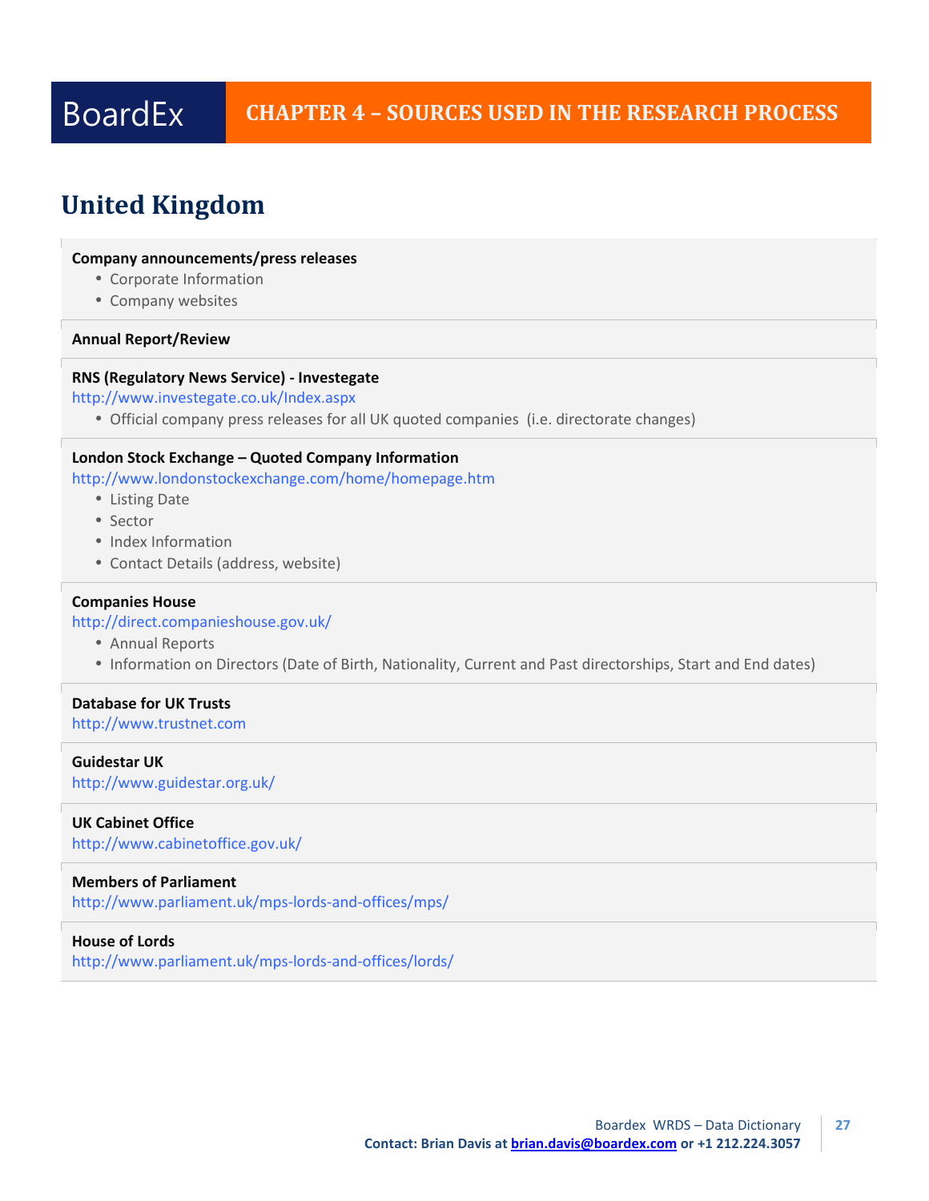# CHAPTER 4 – SOURCES USED IN THE RESEARCH PROCESS

## United Kingdom

**Company announcements/press releases**

- Corporate Information
- Company websites

**Annual Report/Review**

**RNS (Regulatory News Service) - Investegate**

http://www.investegate.co.uk/Index.aspx

- Official company press releases for all UK quoted companies (i.e. directorate changes)

**London Stock Exchange – Quoted Company Information**

http://www.londonstockexchange.com/home/homepage.htm

- Listing Date
- Sector
- Index Information
- Contact Details (address, website)

**Companies House**

http://direct.companieshouse.gov.uk/

- Annual Reports
- Information on Directors (Date of Birth, Nationality, Current and Past directorships, Start and End dates)

**Database for UK Trusts**

http://www.trustnet.com

**Guidestar UK**

http://www.guidestar.org.uk/

**UK Cabinet Office**

http://www.cabinetoffice.gov.uk/

**Members of Parliament**

http://www.parliament.uk/mps-lords-and-offices/mps/

**House of Lords**

http://www.parliament.uk/mps-lords-and-offices/lords/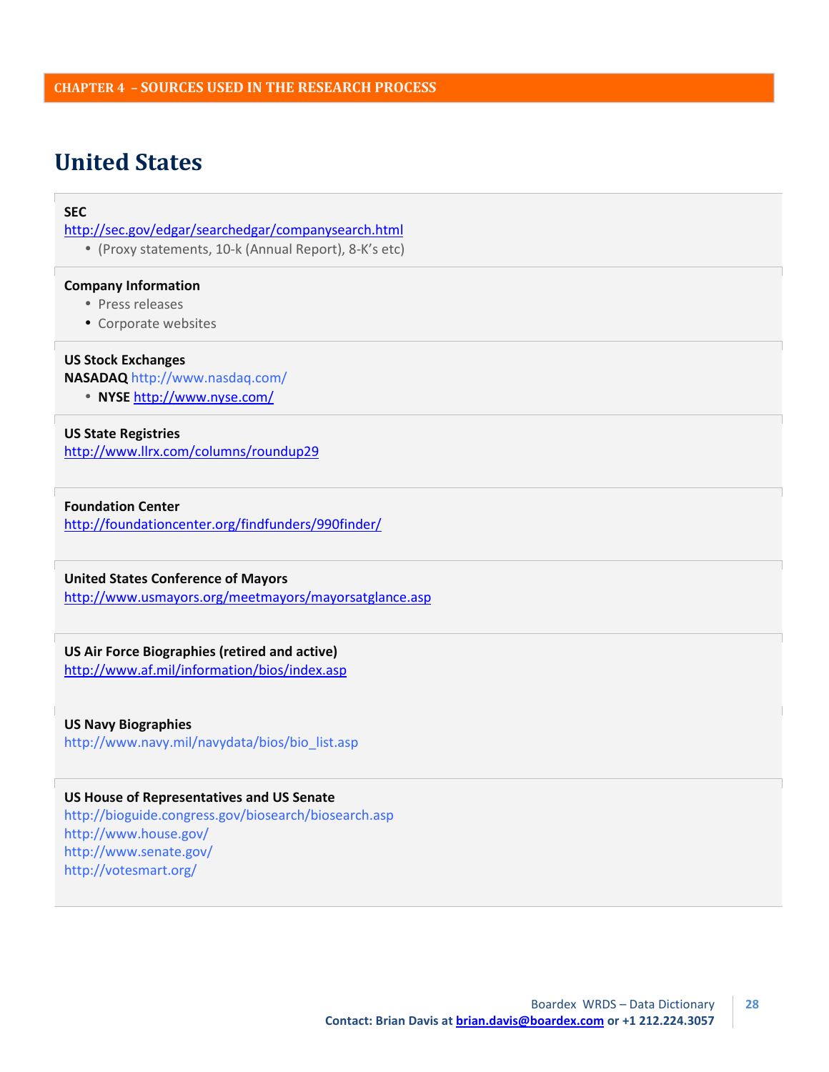CHAPTER 4 – SOURCES USED IN THE RESEARCH PROCESS

# United States

**SEC**
http://sec.gov/edgar/searchedgar/companysearch.html

- (Proxy statements, 10-k (Annual Report), 8-K's etc)

**Company Information**

- Press releases
- Corporate websites

**US Stock Exchanges**
**NASADAQ** http://www.nasdaq.com/

- **NYSE** http://www.nyse.com/

**US State Registries**
http://www.llrx.com/columns/roundup29

**Foundation Center**
http://foundationcenter.org/findfunders/990finder/

**United States Conference of Mayors**
http://www.usmayors.org/meetmayors/mayorsatglance.asp

**US Air Force Biographies (retired and active)**
http://www.af.mil/information/bios/index.asp

**US Navy Biographies**
http://www.navy.mil/navydata/bios/bio_list.asp

**US House of Representatives and US Senate**
http://bioguide.congress.gov/biosearch/biosearch.asp
http://www.house.gov/
http://www.senate.gov/
http://votesmart.org/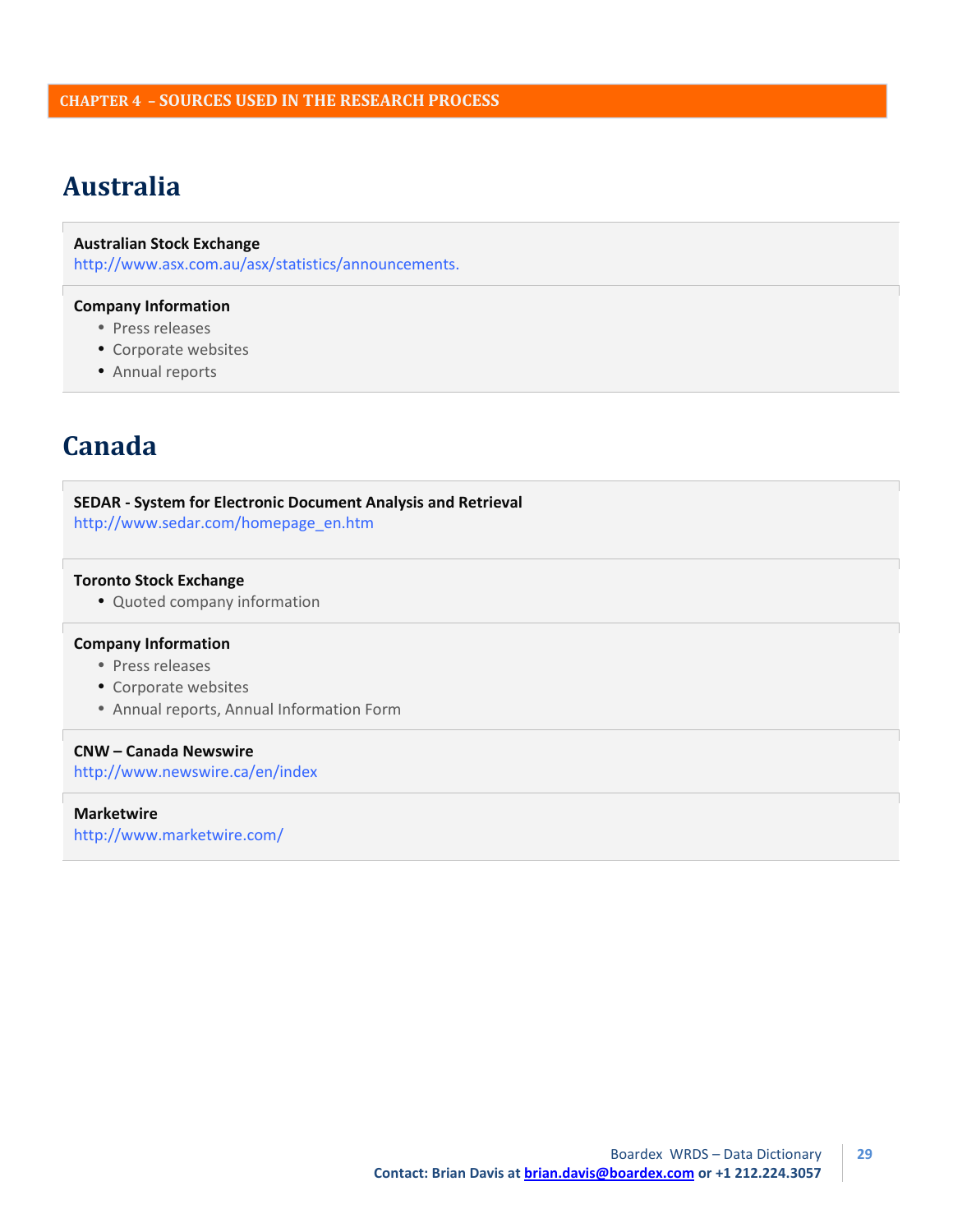**CHAPTER 4 – SOURCES USED IN THE RESEARCH PROCESS**

# Australia

**Australian Stock Exchange**
http://www.asx.com.au/asx/statistics/announcements.

**Company Information**
- Press releases
- Corporate websites
- Annual reports

# Canada

**SEDAR - System for Electronic Document Analysis and Retrieval**
http://www.sedar.com/homepage_en.htm

**Toronto Stock Exchange**
- Quoted company information

**Company Information**
- Press releases
- Corporate websites
- Annual reports, Annual Information Form

**CNW – Canada Newswire**
http://www.newswire.ca/en/index

**Marketwire**
http://www.marketwire.com/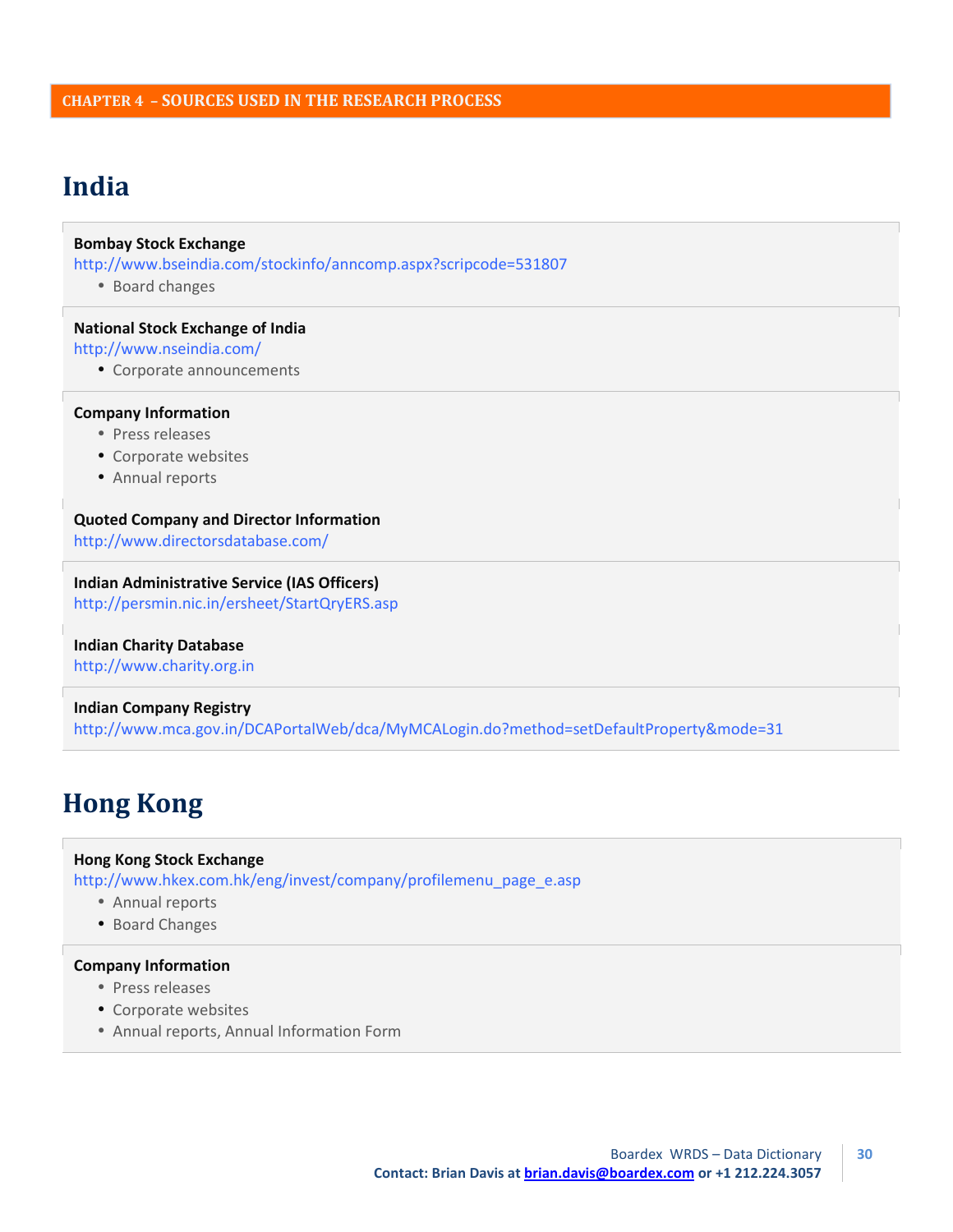## CHAPTER 4 – SOURCES USED IN THE RESEARCH PROCESS

# India

**Bombay Stock Exchange**
http://www.bseindia.com/stockinfo/anncomp.aspx?scripcode=531807

- Board changes

**National Stock Exchange of India**
http://www.nseindia.com/

- Corporate announcements

**Company Information**

- Press releases
- Corporate websites
- Annual reports

**Quoted Company and Director Information**
http://www.directorsdatabase.com/

**Indian Administrative Service (IAS Officers)**
http://persmin.nic.in/ersheet/StartQryERS.asp

**Indian Charity Database**
http://www.charity.org.in

**Indian Company Registry**
http://www.mca.gov.in/DCAPortalWeb/dca/MyMCALogin.do?method=setDefaultProperty&mode=31

# Hong Kong

**Hong Kong Stock Exchange**
http://www.hkex.com.hk/eng/invest/company/profilemenu_page_e.asp

- Annual reports
- Board Changes

**Company Information**

- Press releases
- Corporate websites
- Annual reports, Annual Information Form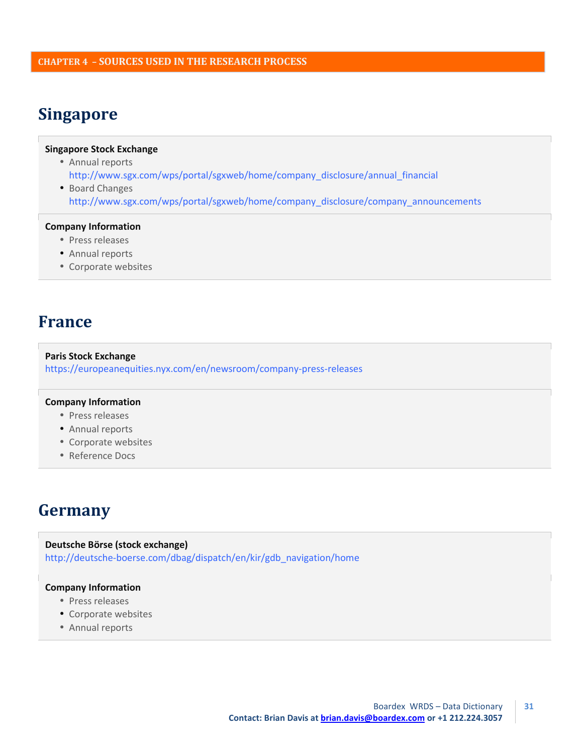CHAPTER 4 – SOURCES USED IN THE RESEARCH PROCESS

## Singapore

**Singapore Stock Exchange**

- Annual reports
  http://www.sgx.com/wps/portal/sgxweb/home/company_disclosure/annual_financial
- Board Changes
  http://www.sgx.com/wps/portal/sgxweb/home/company_disclosure/company_announcements

**Company Information**

- Press releases
- Annual reports
- Corporate websites

## France

**Paris Stock Exchange**

https://europeanequities.nyx.com/en/newsroom/company-press-releases

**Company Information**

- Press releases
- Annual reports
- Corporate websites
- Reference Docs

## Germany

**Deutsche Börse (stock exchange)**

http://deutsche-boerse.com/dbag/dispatch/en/kir/gdb_navigation/home

**Company Information**

- Press releases
- Corporate websites
- Annual reports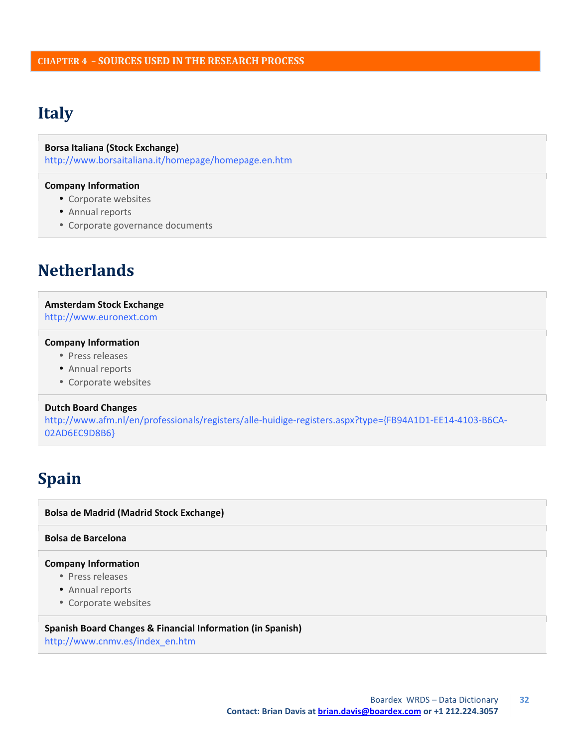# Italy

**Borsa Italiana (Stock Exchange)**
http://www.borsaitaliana.it/homepage/homepage.en.htm

**Company Information**

- Corporate websites
- Annual reports
- Corporate governance documents

# Netherlands

**Amsterdam Stock Exchange**
http://www.euronext.com

**Company Information**

- Press releases
- Annual reports
- Corporate websites

**Dutch Board Changes**
http://www.afm.nl/en/professionals/registers/alle-huidige-registers.aspx?type={FB94A1D1-EE14-4103-B6CA-02AD6EC9D8B6}

# Spain

**Bolsa de Madrid (Madrid Stock Exchange)**

**Bolsa de Barcelona**

**Company Information**

- Press releases
- Annual reports
- Corporate websites

**Spanish Board Changes & Financial Information (in Spanish)**
http://www.cnmv.es/index_en.htm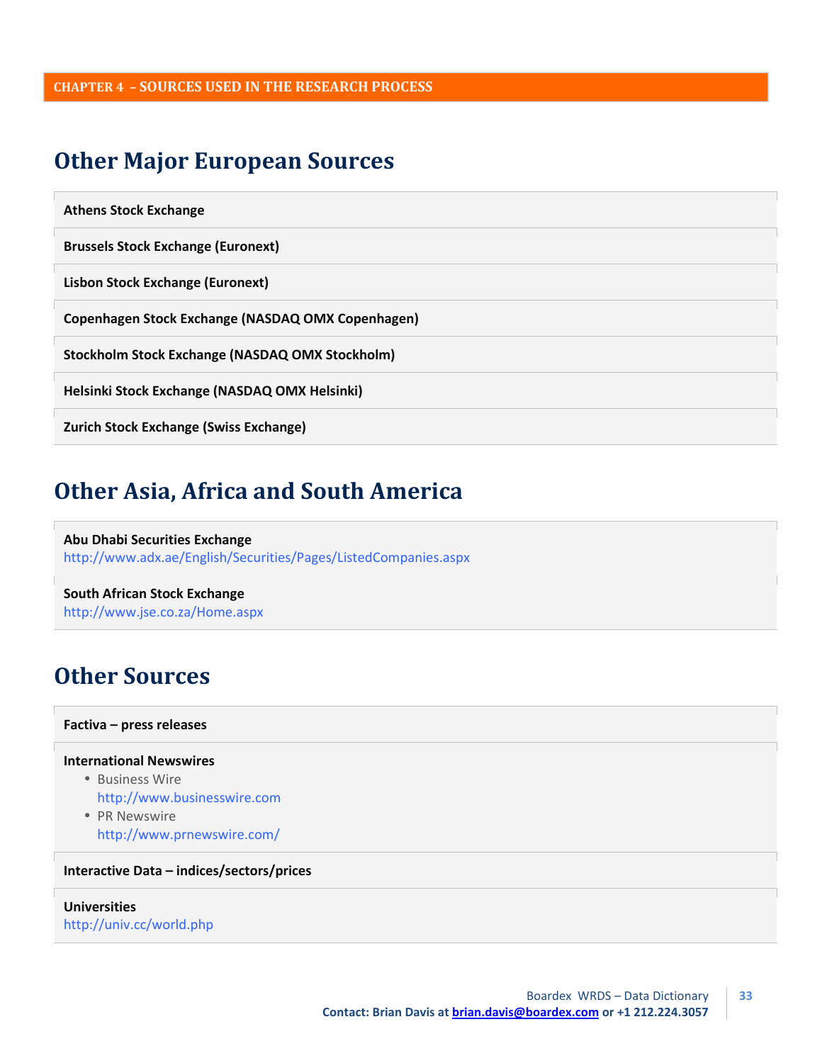CHAPTER 4 – SOURCES USED IN THE RESEARCH PROCESS

## Other Major European Sources

**Athens Stock Exchange**

**Brussels Stock Exchange (Euronext)**

**Lisbon Stock Exchange (Euronext)**

**Copenhagen Stock Exchange (NASDAQ OMX Copenhagen)**

**Stockholm Stock Exchange (NASDAQ OMX Stockholm)**

**Helsinki Stock Exchange (NASDAQ OMX Helsinki)**

**Zurich Stock Exchange (Swiss Exchange)**

## Other Asia, Africa and South America

**Abu Dhabi Securities Exchange**
http://www.adx.ae/English/Securities/Pages/ListedCompanies.aspx

**South African Stock Exchange**
http://www.jse.co.za/Home.aspx

## Other Sources

**Factiva – press releases**

**International Newswires**

- Business Wire
  http://www.businesswire.com
- PR Newswire
  http://www.prnewswire.com/

**Interactive Data – indices/sectors/prices**

**Universities**
http://univ.cc/world.php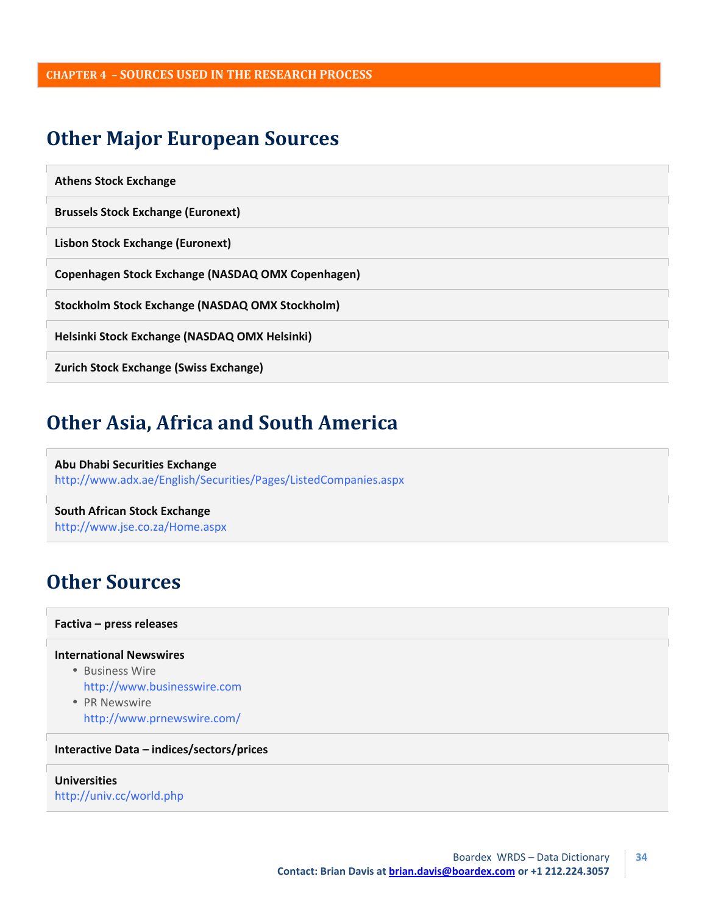CHAPTER 4 – SOURCES USED IN THE RESEARCH PROCESS

## Other Major European Sources

**Athens Stock Exchange**

**Brussels Stock Exchange (Euronext)**

**Lisbon Stock Exchange (Euronext)**

**Copenhagen Stock Exchange (NASDAQ OMX Copenhagen)**

**Stockholm Stock Exchange (NASDAQ OMX Stockholm)**

**Helsinki Stock Exchange (NASDAQ OMX Helsinki)**

**Zurich Stock Exchange (Swiss Exchange)**

## Other Asia, Africa and South America

**Abu Dhabi Securities Exchange**
http://www.adx.ae/English/Securities/Pages/ListedCompanies.aspx

**South African Stock Exchange**
http://www.jse.co.za/Home.aspx

## Other Sources

**Factiva – press releases**

**International Newswires**

- Business Wire
  http://www.businesswire.com
- PR Newswire
  http://www.prnewswire.com/

**Interactive Data – indices/sectors/prices**

**Universities**
http://univ.cc/world.php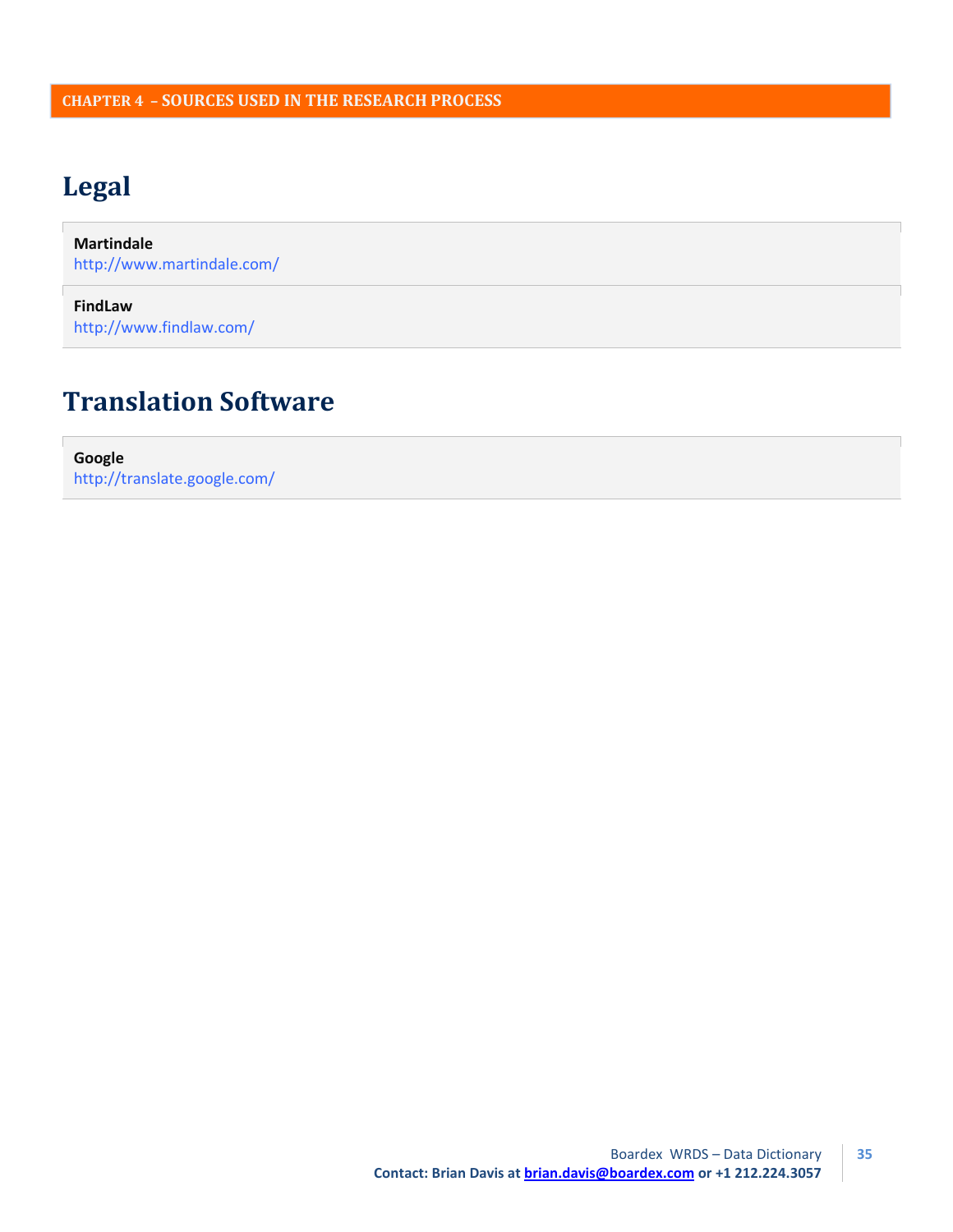CHAPTER 4 – SOURCES USED IN THE RESEARCH PROCESS

## Legal

**Martindale**
http://www.martindale.com/

**FindLaw**
http://www.findlaw.com/

## Translation Software

**Google**
http://translate.google.com/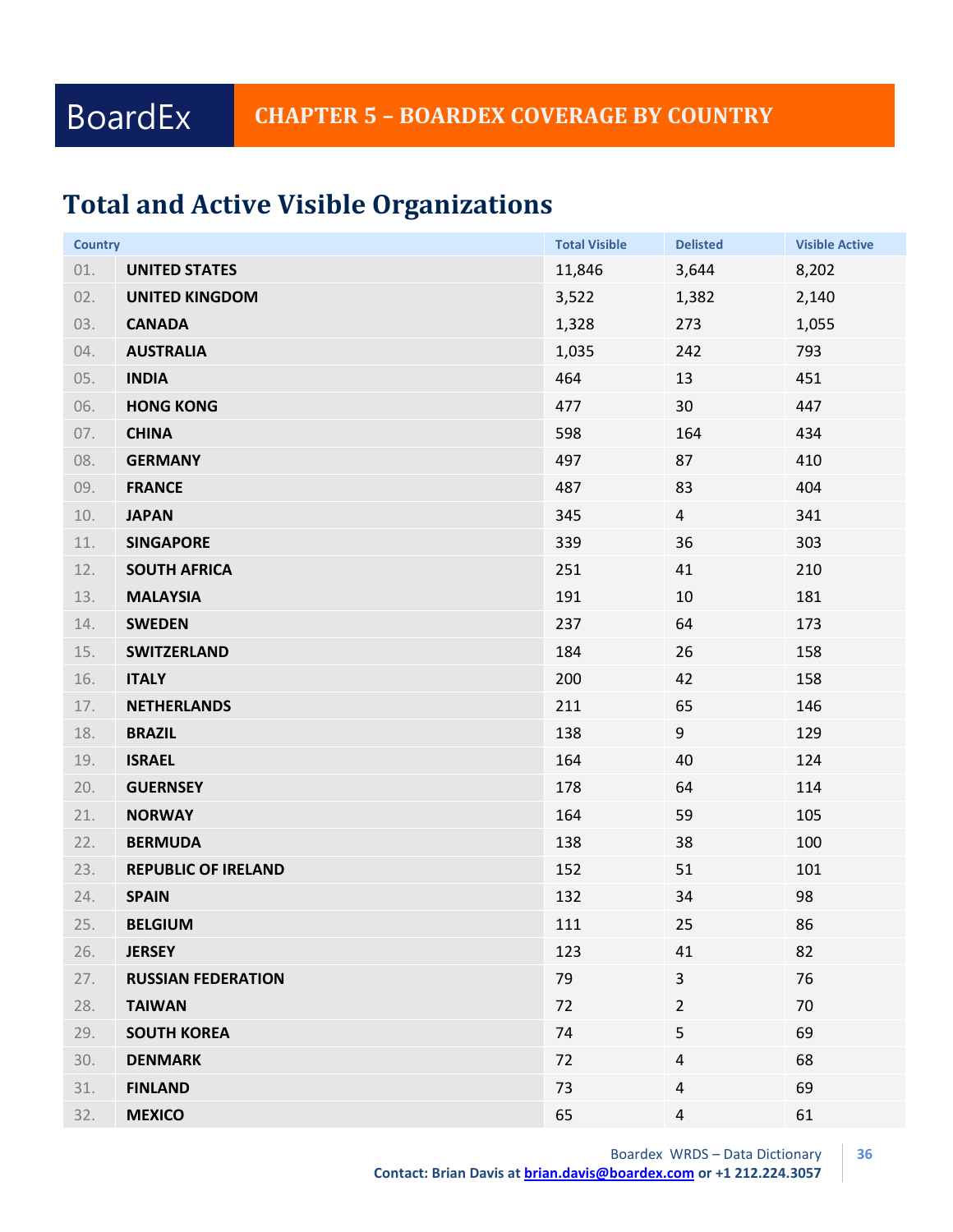# CHAPTER 5 – BOARDEX COVERAGE BY COUNTRY

## Total and Active Visible Organizations

| Country | | Total Visible | Delisted | Visible Active |
|---|---|---|---|---|
| 01. | **UNITED STATES** | 11,846 | 3,644 | 8,202 |
| 02. | **UNITED KINGDOM** | 3,522 | 1,382 | 2,140 |
| 03. | **CANADA** | 1,328 | 273 | 1,055 |
| 04. | **AUSTRALIA** | 1,035 | 242 | 793 |
| 05. | **INDIA** | 464 | 13 | 451 |
| 06. | **HONG KONG** | 477 | 30 | 447 |
| 07. | **CHINA** | 598 | 164 | 434 |
| 08. | **GERMANY** | 497 | 87 | 410 |
| 09. | **FRANCE** | 487 | 83 | 404 |
| 10. | **JAPAN** | 345 | 4 | 341 |
| 11. | **SINGAPORE** | 339 | 36 | 303 |
| 12. | **SOUTH AFRICA** | 251 | 41 | 210 |
| 13. | **MALAYSIA** | 191 | 10 | 181 |
| 14. | **SWEDEN** | 237 | 64 | 173 |
| 15. | **SWITZERLAND** | 184 | 26 | 158 |
| 16. | **ITALY** | 200 | 42 | 158 |
| 17. | **NETHERLANDS** | 211 | 65 | 146 |
| 18. | **BRAZIL** | 138 | 9 | 129 |
| 19. | **ISRAEL** | 164 | 40 | 124 |
| 20. | **GUERNSEY** | 178 | 64 | 114 |
| 21. | **NORWAY** | 164 | 59 | 105 |
| 22. | **BERMUDA** | 138 | 38 | 100 |
| 23. | **REPUBLIC OF IRELAND** | 152 | 51 | 101 |
| 24. | **SPAIN** | 132 | 34 | 98 |
| 25. | **BELGIUM** | 111 | 25 | 86 |
| 26. | **JERSEY** | 123 | 41 | 82 |
| 27. | **RUSSIAN FEDERATION** | 79 | 3 | 76 |
| 28. | **TAIWAN** | 72 | 2 | 70 |
| 29. | **SOUTH KOREA** | 74 | 5 | 69 |
| 30. | **DENMARK** | 72 | 4 | 68 |
| 31. | **FINLAND** | 73 | 4 | 69 |
| 32. | **MEXICO** | 65 | 4 | 61 |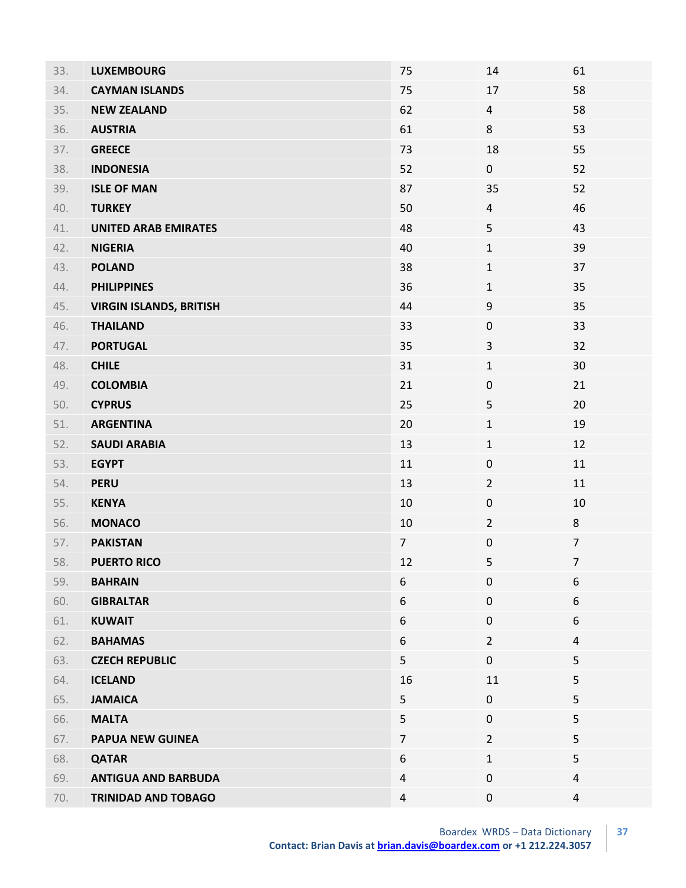| | | | | |
|---|---|---|---|---|
| 33. | **LUXEMBOURG** | 75 | 14 | 61 |
| 34. | **CAYMAN ISLANDS** | 75 | 17 | 58 |
| 35. | **NEW ZEALAND** | 62 | 4 | 58 |
| 36. | **AUSTRIA** | 61 | 8 | 53 |
| 37. | **GREECE** | 73 | 18 | 55 |
| 38. | **INDONESIA** | 52 | 0 | 52 |
| 39. | **ISLE OF MAN** | 87 | 35 | 52 |
| 40. | **TURKEY** | 50 | 4 | 46 |
| 41. | **UNITED ARAB EMIRATES** | 48 | 5 | 43 |
| 42. | **NIGERIA** | 40 | 1 | 39 |
| 43. | **POLAND** | 38 | 1 | 37 |
| 44. | **PHILIPPINES** | 36 | 1 | 35 |
| 45. | **VIRGIN ISLANDS, BRITISH** | 44 | 9 | 35 |
| 46. | **THAILAND** | 33 | 0 | 33 |
| 47. | **PORTUGAL** | 35 | 3 | 32 |
| 48. | **CHILE** | 31 | 1 | 30 |
| 49. | **COLOMBIA** | 21 | 0 | 21 |
| 50. | **CYPRUS** | 25 | 5 | 20 |
| 51. | **ARGENTINA** | 20 | 1 | 19 |
| 52. | **SAUDI ARABIA** | 13 | 1 | 12 |
| 53. | **EGYPT** | 11 | 0 | 11 |
| 54. | **PERU** | 13 | 2 | 11 |
| 55. | **KENYA** | 10 | 0 | 10 |
| 56. | **MONACO** | 10 | 2 | 8 |
| 57. | **PAKISTAN** | 7 | 0 | 7 |
| 58. | **PUERTO RICO** | 12 | 5 | 7 |
| 59. | **BAHRAIN** | 6 | 0 | 6 |
| 60. | **GIBRALTAR** | 6 | 0 | 6 |
| 61. | **KUWAIT** | 6 | 0 | 6 |
| 62. | **BAHAMAS** | 6 | 2 | 4 |
| 63. | **CZECH REPUBLIC** | 5 | 0 | 5 |
| 64. | **ICELAND** | 16 | 11 | 5 |
| 65. | **JAMAICA** | 5 | 0 | 5 |
| 66. | **MALTA** | 5 | 0 | 5 |
| 67. | **PAPUA NEW GUINEA** | 7 | 2 | 5 |
| 68. | **QATAR** | 6 | 1 | 5 |
| 69. | **ANTIGUA AND BARBUDA** | 4 | 0 | 4 |
| 70. | **TRINIDAD AND TOBAGO** | 4 | 0 | 4 |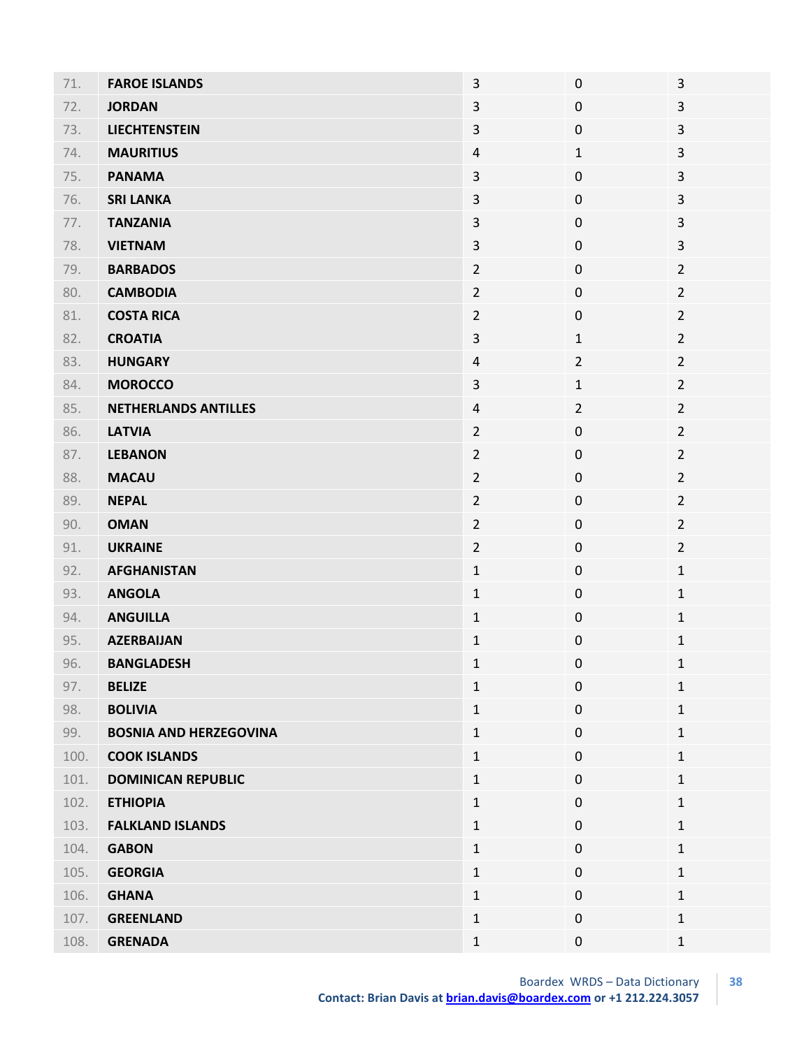| | | | | |
|---|---|---|---|---|
| 71. | **FAROE ISLANDS** | 3 | 0 | 3 |
| 72. | **JORDAN** | 3 | 0 | 3 |
| 73. | **LIECHTENSTEIN** | 3 | 0 | 3 |
| 74. | **MAURITIUS** | 4 | 1 | 3 |
| 75. | **PANAMA** | 3 | 0 | 3 |
| 76. | **SRI LANKA** | 3 | 0 | 3 |
| 77. | **TANZANIA** | 3 | 0 | 3 |
| 78. | **VIETNAM** | 3 | 0 | 3 |
| 79. | **BARBADOS** | 2 | 0 | 2 |
| 80. | **CAMBODIA** | 2 | 0 | 2 |
| 81. | **COSTA RICA** | 2 | 0 | 2 |
| 82. | **CROATIA** | 3 | 1 | 2 |
| 83. | **HUNGARY** | 4 | 2 | 2 |
| 84. | **MOROCCO** | 3 | 1 | 2 |
| 85. | **NETHERLANDS ANTILLES** | 4 | 2 | 2 |
| 86. | **LATVIA** | 2 | 0 | 2 |
| 87. | **LEBANON** | 2 | 0 | 2 |
| 88. | **MACAU** | 2 | 0 | 2 |
| 89. | **NEPAL** | 2 | 0 | 2 |
| 90. | **OMAN** | 2 | 0 | 2 |
| 91. | **UKRAINE** | 2 | 0 | 2 |
| 92. | **AFGHANISTAN** | 1 | 0 | 1 |
| 93. | **ANGOLA** | 1 | 0 | 1 |
| 94. | **ANGUILLA** | 1 | 0 | 1 |
| 95. | **AZERBAIJAN** | 1 | 0 | 1 |
| 96. | **BANGLADESH** | 1 | 0 | 1 |
| 97. | **BELIZE** | 1 | 0 | 1 |
| 98. | **BOLIVIA** | 1 | 0 | 1 |
| 99. | **BOSNIA AND HERZEGOVINA** | 1 | 0 | 1 |
| 100. | **COOK ISLANDS** | 1 | 0 | 1 |
| 101. | **DOMINICAN REPUBLIC** | 1 | 0 | 1 |
| 102. | **ETHIOPIA** | 1 | 0 | 1 |
| 103. | **FALKLAND ISLANDS** | 1 | 0 | 1 |
| 104. | **GABON** | 1 | 0 | 1 |
| 105. | **GEORGIA** | 1 | 0 | 1 |
| 106. | **GHANA** | 1 | 0 | 1 |
| 107. | **GREENLAND** | 1 | 0 | 1 |
| 108. | **GRENADA** | 1 | 0 | 1 |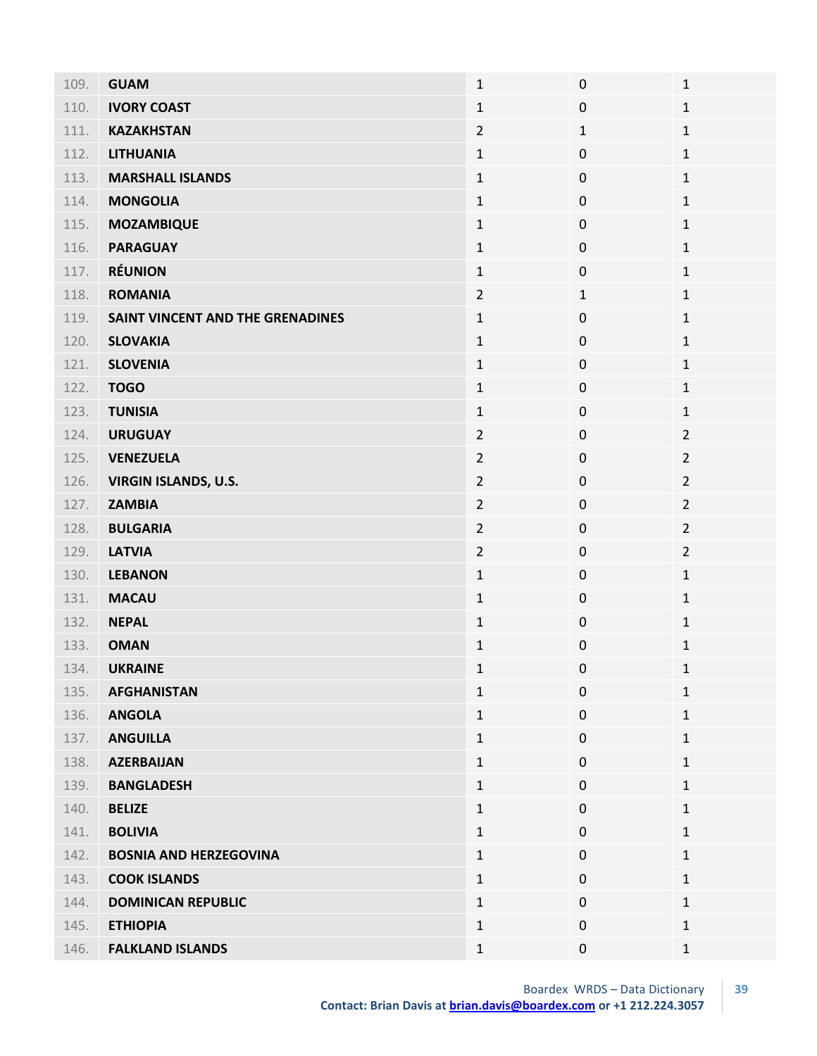| | | | | |
|---|---|---|---|---|
| 109. | **GUAM** | 1 | 0 | 1 |
| 110. | **IVORY COAST** | 1 | 0 | 1 |
| 111. | **KAZAKHSTAN** | 2 | 1 | 1 |
| 112. | **LITHUANIA** | 1 | 0 | 1 |
| 113. | **MARSHALL ISLANDS** | 1 | 0 | 1 |
| 114. | **MONGOLIA** | 1 | 0 | 1 |
| 115. | **MOZAMBIQUE** | 1 | 0 | 1 |
| 116. | **PARAGUAY** | 1 | 0 | 1 |
| 117. | **RÉUNION** | 1 | 0 | 1 |
| 118. | **ROMANIA** | 2 | 1 | 1 |
| 119. | **SAINT VINCENT AND THE GRENADINES** | 1 | 0 | 1 |
| 120. | **SLOVAKIA** | 1 | 0 | 1 |
| 121. | **SLOVENIA** | 1 | 0 | 1 |
| 122. | **TOGO** | 1 | 0 | 1 |
| 123. | **TUNISIA** | 1 | 0 | 1 |
| 124. | **URUGUAY** | 2 | 0 | 2 |
| 125. | **VENEZUELA** | 2 | 0 | 2 |
| 126. | **VIRGIN ISLANDS, U.S.** | 2 | 0 | 2 |
| 127. | **ZAMBIA** | 2 | 0 | 2 |
| 128. | **BULGARIA** | 2 | 0 | 2 |
| 129. | **LATVIA** | 2 | 0 | 2 |
| 130. | **LEBANON** | 1 | 0 | 1 |
| 131. | **MACAU** | 1 | 0 | 1 |
| 132. | **NEPAL** | 1 | 0 | 1 |
| 133. | **OMAN** | 1 | 0 | 1 |
| 134. | **UKRAINE** | 1 | 0 | 1 |
| 135. | **AFGHANISTAN** | 1 | 0 | 1 |
| 136. | **ANGOLA** | 1 | 0 | 1 |
| 137. | **ANGUILLA** | 1 | 0 | 1 |
| 138. | **AZERBAIJAN** | 1 | 0 | 1 |
| 139. | **BANGLADESH** | 1 | 0 | 1 |
| 140. | **BELIZE** | 1 | 0 | 1 |
| 141. | **BOLIVIA** | 1 | 0 | 1 |
| 142. | **BOSNIA AND HERZEGOVINA** | 1 | 0 | 1 |
| 143. | **COOK ISLANDS** | 1 | 0 | 1 |
| 144. | **DOMINICAN REPUBLIC** | 1 | 0 | 1 |
| 145. | **ETHIOPIA** | 1 | 0 | 1 |
| 146. | **FALKLAND ISLANDS** | 1 | 0 | 1 |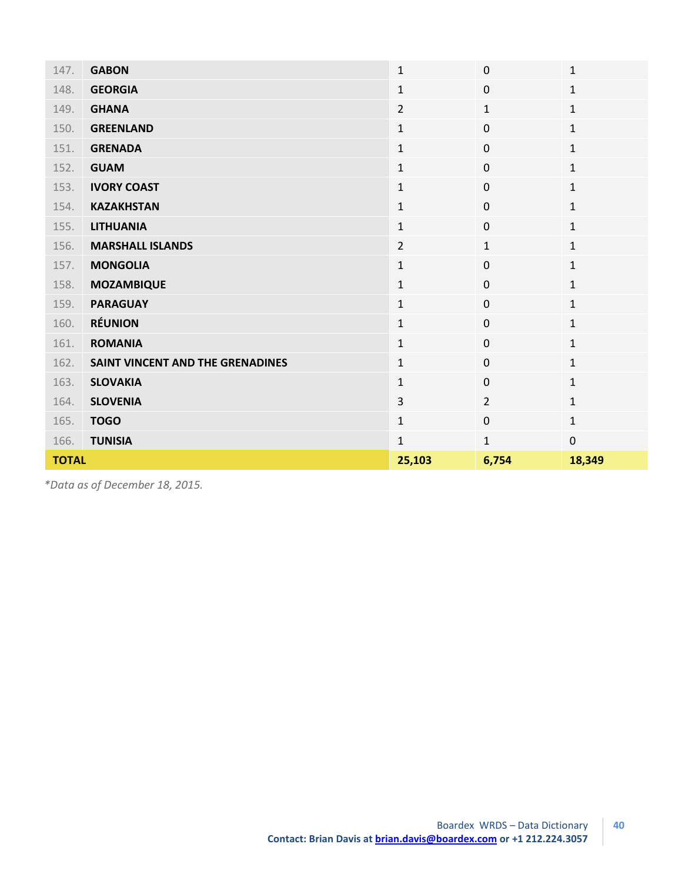| | | | | |
|---|---|---|---|---|
| 147. | **GABON** | 1 | 0 | 1 |
| 148. | **GEORGIA** | 1 | 0 | 1 |
| 149. | **GHANA** | 2 | 1 | 1 |
| 150. | **GREENLAND** | 1 | 0 | 1 |
| 151. | **GRENADA** | 1 | 0 | 1 |
| 152. | **GUAM** | 1 | 0 | 1 |
| 153. | **IVORY COAST** | 1 | 0 | 1 |
| 154. | **KAZAKHSTAN** | 1 | 0 | 1 |
| 155. | **LITHUANIA** | 1 | 0 | 1 |
| 156. | **MARSHALL ISLANDS** | 2 | 1 | 1 |
| 157. | **MONGOLIA** | 1 | 0 | 1 |
| 158. | **MOZAMBIQUE** | 1 | 0 | 1 |
| 159. | **PARAGUAY** | 1 | 0 | 1 |
| 160. | **RÉUNION** | 1 | 0 | 1 |
| 161. | **ROMANIA** | 1 | 0 | 1 |
| 162. | **SAINT VINCENT AND THE GRENADINES** | 1 | 0 | 1 |
| 163. | **SLOVAKIA** | 1 | 0 | 1 |
| 164. | **SLOVENIA** | 3 | 2 | 1 |
| 165. | **TOGO** | 1 | 0 | 1 |
| 166. | **TUNISIA** | 1 | 1 | 0 |
| **TOTAL** | | **25,103** | **6,754** | **18,349** |

*\*Data as of December 18, 2015.*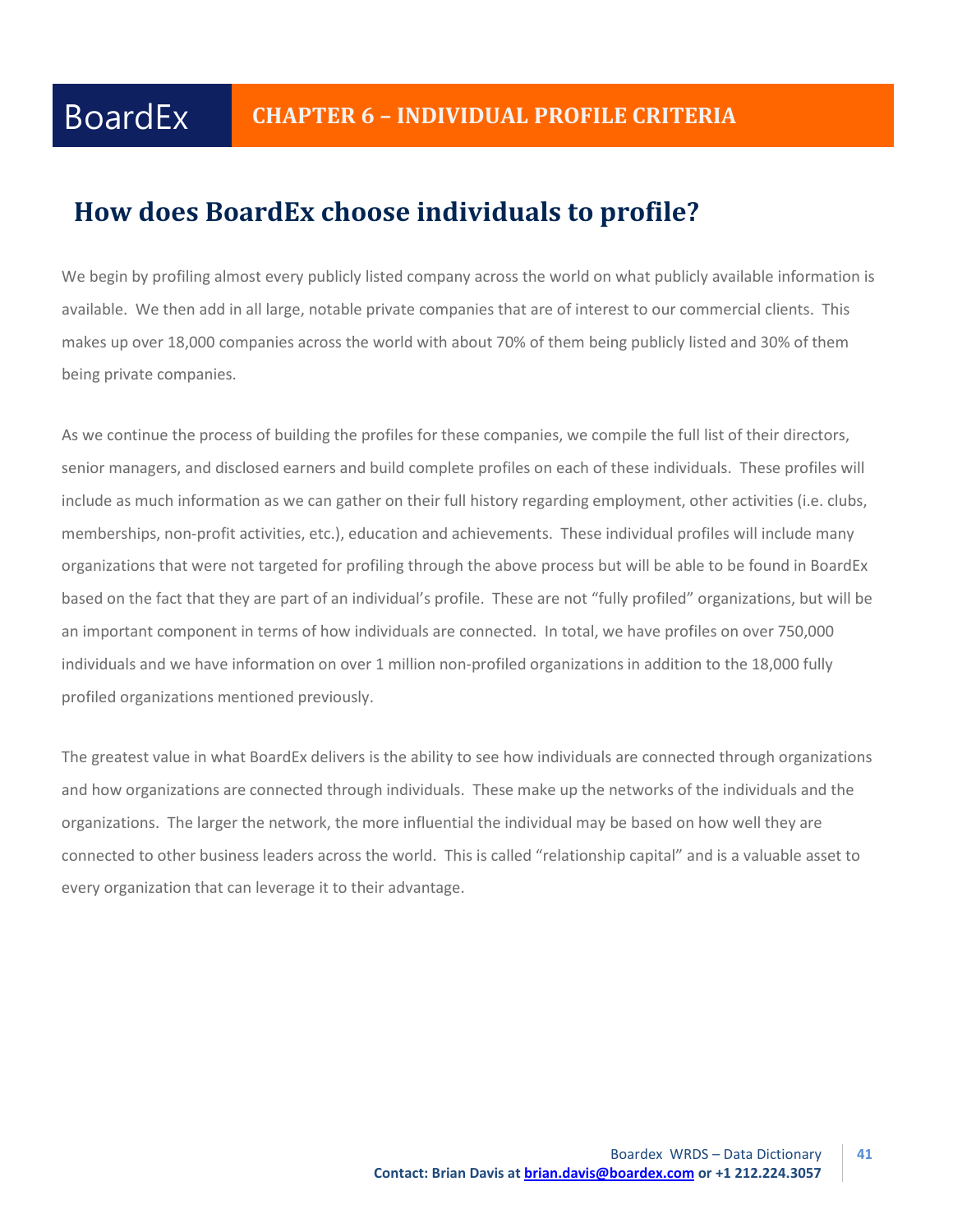# CHAPTER 6 – INDIVIDUAL PROFILE CRITERIA

## How does BoardEx choose individuals to profile?

We begin by profiling almost every publicly listed company across the world on what publicly available information is available. We then add in all large, notable private companies that are of interest to our commercial clients. This makes up over 18,000 companies across the world with about 70% of them being publicly listed and 30% of them being private companies.

As we continue the process of building the profiles for these companies, we compile the full list of their directors, senior managers, and disclosed earners and build complete profiles on each of these individuals. These profiles will include as much information as we can gather on their full history regarding employment, other activities (i.e. clubs, memberships, non-profit activities, etc.), education and achievements. These individual profiles will include many organizations that were not targeted for profiling through the above process but will be able to be found in BoardEx based on the fact that they are part of an individual's profile. These are not "fully profiled" organizations, but will be an important component in terms of how individuals are connected. In total, we have profiles on over 750,000 individuals and we have information on over 1 million non-profiled organizations in addition to the 18,000 fully profiled organizations mentioned previously.

The greatest value in what BoardEx delivers is the ability to see how individuals are connected through organizations and how organizations are connected through individuals. These make up the networks of the individuals and the organizations. The larger the network, the more influential the individual may be based on how well they are connected to other business leaders across the world. This is called "relationship capital" and is a valuable asset to every organization that can leverage it to their advantage.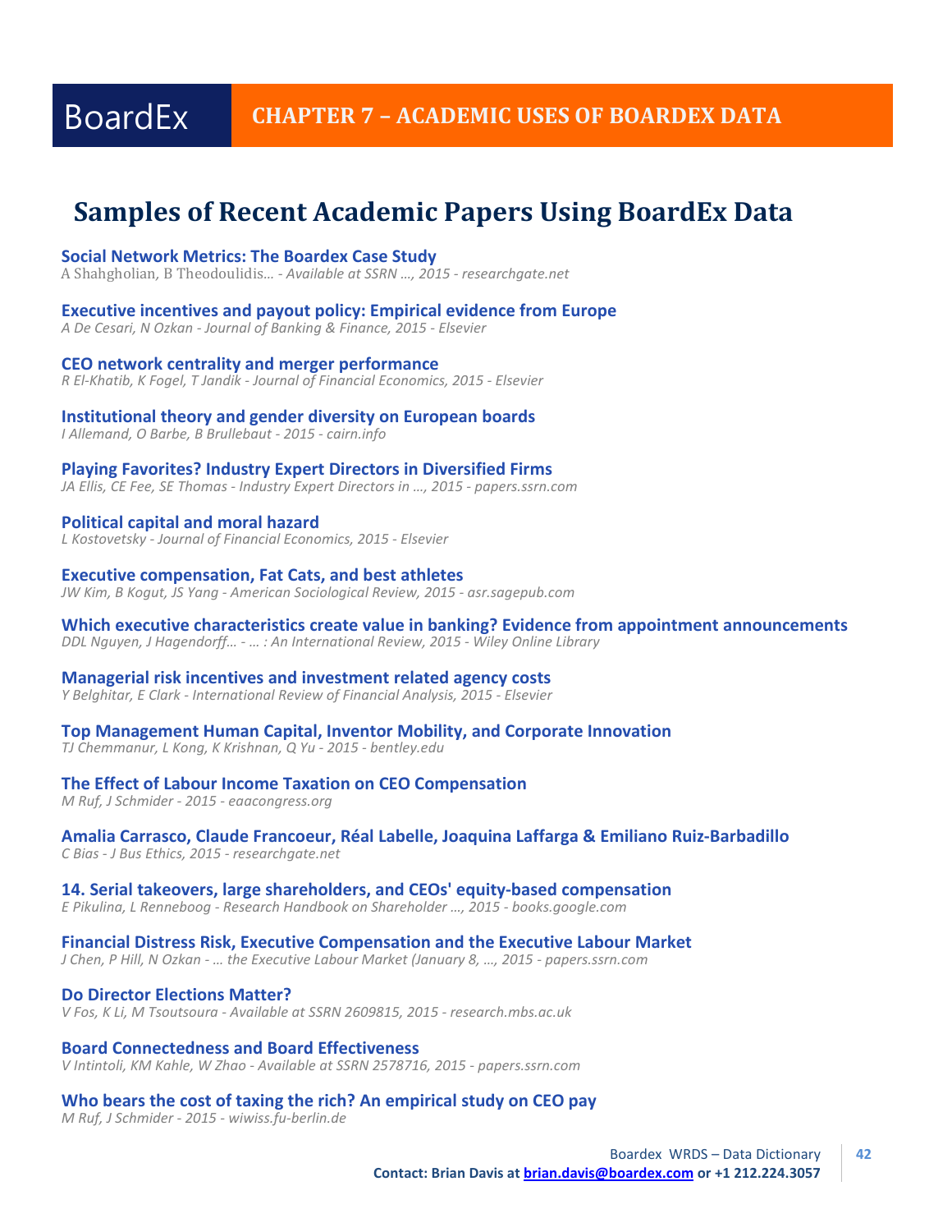# BoardEx CHAPTER 7 – ACADEMIC USES OF BOARDEX DATA

## Samples of Recent Academic Papers Using BoardEx Data

**Social Network Metrics: The Boardex Case Study**
A Shahgholian, B Theodoulidis... - *Available at SSRN ..., 2015 - researchgate.net*

**Executive incentives and payout policy: Empirical evidence from Europe**
*A De Cesari, N Ozkan - Journal of Banking & Finance, 2015 - Elsevier*

**CEO network centrality and merger performance**
*R El-Khatib, K Fogel, T Jandik - Journal of Financial Economics, 2015 - Elsevier*

**Institutional theory and gender diversity on European boards**
*I Allemand, O Barbe, B Brullebaut - 2015 - cairn.info*

**Playing Favorites? Industry Expert Directors in Diversified Firms**
*JA Ellis, CE Fee, SE Thomas - Industry Expert Directors in ..., 2015 - papers.ssrn.com*

**Political capital and moral hazard**
*L Kostovetsky - Journal of Financial Economics, 2015 - Elsevier*

**Executive compensation, Fat Cats, and best athletes**
*JW Kim, B Kogut, JS Yang - American Sociological Review, 2015 - asr.sagepub.com*

**Which executive characteristics create value in banking? Evidence from appointment announcements**
*DDL Nguyen, J Hagendorff... - ... : An International Review, 2015 - Wiley Online Library*

**Managerial risk incentives and investment related agency costs**
*Y Belghitar, E Clark - International Review of Financial Analysis, 2015 - Elsevier*

**Top Management Human Capital, Inventor Mobility, and Corporate Innovation**
*TJ Chemmanur, L Kong, K Krishnan, Q Yu - 2015 - bentley.edu*

**The Effect of Labour Income Taxation on CEO Compensation**
*M Ruf, J Schmider - 2015 - eaacongress.org*

**Amalia Carrasco, Claude Francoeur, Réal Labelle, Joaquina Laffarga & Emiliano Ruiz-Barbadillo**
*C Bias - J Bus Ethics, 2015 - researchgate.net*

**14. Serial takeovers, large shareholders, and CEOs' equity-based compensation**
*E Pikulina, L Renneboog - Research Handbook on Shareholder ..., 2015 - books.google.com*

**Financial Distress Risk, Executive Compensation and the Executive Labour Market**
*J Chen, P Hill, N Ozkan - ... the Executive Labour Market (January 8, ..., 2015 - papers.ssrn.com*

**Do Director Elections Matter?**
*V Fos, K Li, M Tsoutsoura - Available at SSRN 2609815, 2015 - research.mbs.ac.uk*

**Board Connectedness and Board Effectiveness**
*V Intintoli, KM Kahle, W Zhao - Available at SSRN 2578716, 2015 - papers.ssrn.com*

**Who bears the cost of taxing the rich? An empirical study on CEO pay**
*M Ruf, J Schmider - 2015 - wiwiss.fu-berlin.de*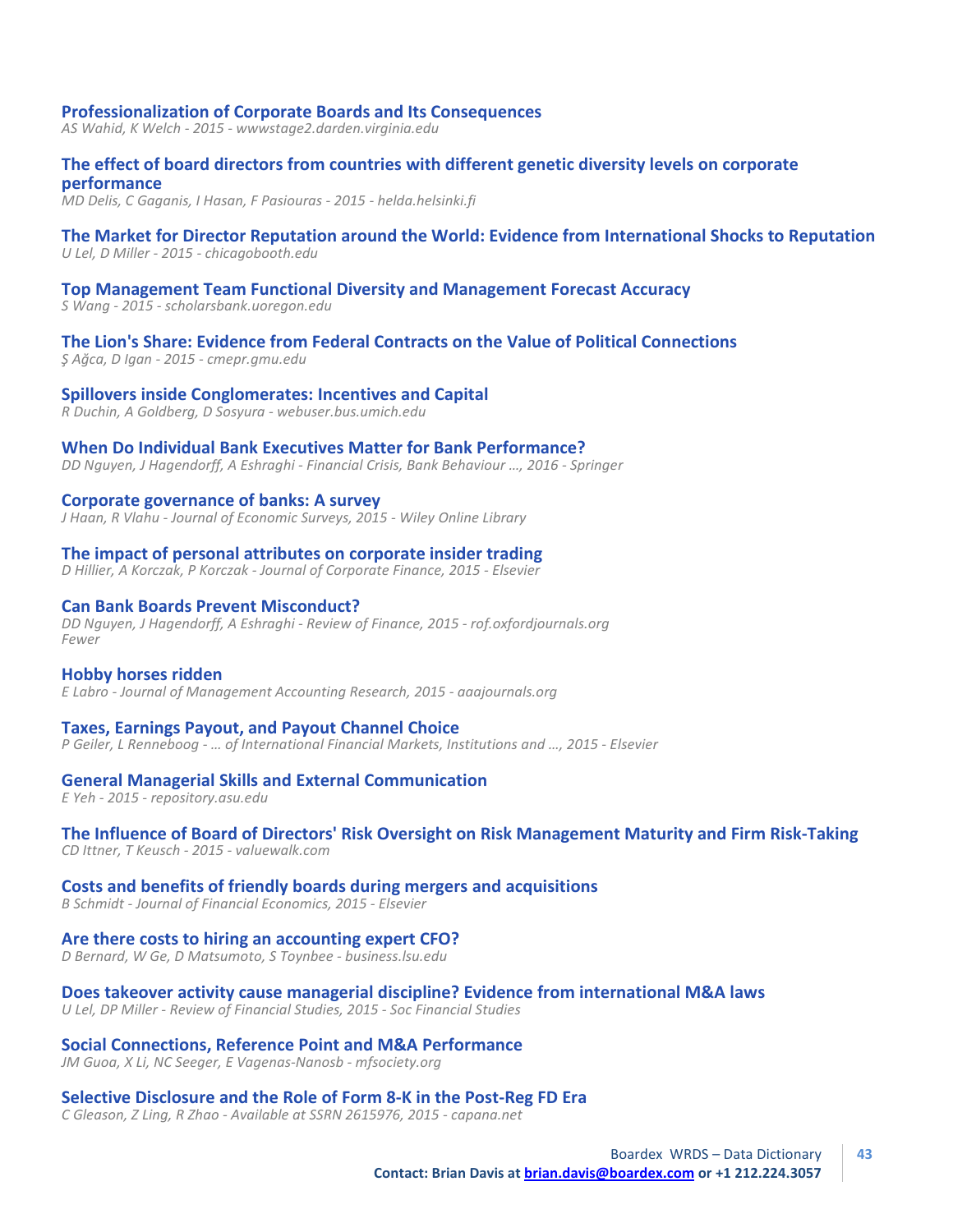**Professionalization of Corporate Boards and Its Consequences**
*AS Wahid, K Welch - 2015 - wwwstage2.darden.virginia.edu*

**The effect of board directors from countries with different genetic diversity levels on corporate performance**
*MD Delis, C Gaganis, I Hasan, F Pasiouras - 2015 - helda.helsinki.fi*

**The Market for Director Reputation around the World: Evidence from International Shocks to Reputation**
*U Lel, D Miller - 2015 - chicagobooth.edu*

**Top Management Team Functional Diversity and Management Forecast Accuracy**
*S Wang - 2015 - scholarsbank.uoregon.edu*

**The Lion's Share: Evidence from Federal Contracts on the Value of Political Connections**
*Ş Ağca, D Igan - 2015 - cmepr.gmu.edu*

**Spillovers inside Conglomerates: Incentives and Capital**
*R Duchin, A Goldberg, D Sosyura - webuser.bus.umich.edu*

**When Do Individual Bank Executives Matter for Bank Performance?**
*DD Nguyen, J Hagendorff, A Eshraghi - Financial Crisis, Bank Behaviour ..., 2016 - Springer*

**Corporate governance of banks: A survey**
*J Haan, R Vlahu - Journal of Economic Surveys, 2015 - Wiley Online Library*

**The impact of personal attributes on corporate insider trading**
*D Hillier, A Korczak, P Korczak - Journal of Corporate Finance, 2015 - Elsevier*

**Can Bank Boards Prevent Misconduct?**
*DD Nguyen, J Hagendorff, A Eshraghi - Review of Finance, 2015 - rof.oxfordjournals.org*
*Fewer*

**Hobby horses ridden**
*E Labro - Journal of Management Accounting Research, 2015 - aaajournals.org*

**Taxes, Earnings Payout, and Payout Channel Choice**
*P Geiler, L Renneboog - ... of International Financial Markets, Institutions and ..., 2015 - Elsevier*

**General Managerial Skills and External Communication**
*E Yeh - 2015 - repository.asu.edu*

**The Influence of Board of Directors' Risk Oversight on Risk Management Maturity and Firm Risk-Taking**
*CD Ittner, T Keusch - 2015 - valuewalk.com*

**Costs and benefits of friendly boards during mergers and acquisitions**
*B Schmidt - Journal of Financial Economics, 2015 - Elsevier*

**Are there costs to hiring an accounting expert CFO?**
*D Bernard, W Ge, D Matsumoto, S Toynbee - business.lsu.edu*

**Does takeover activity cause managerial discipline? Evidence from international M&A laws**
*U Lel, DP Miller - Review of Financial Studies, 2015 - Soc Financial Studies*

**Social Connections, Reference Point and M&A Performance**
*JM Guoa, X Li, NC Seeger, E Vagenas-Nanosb - mfsociety.org*

**Selective Disclosure and the Role of Form 8-K in the Post-Reg FD Era**
*C Gleason, Z Ling, R Zhao - Available at SSRN 2615976, 2015 - capana.net*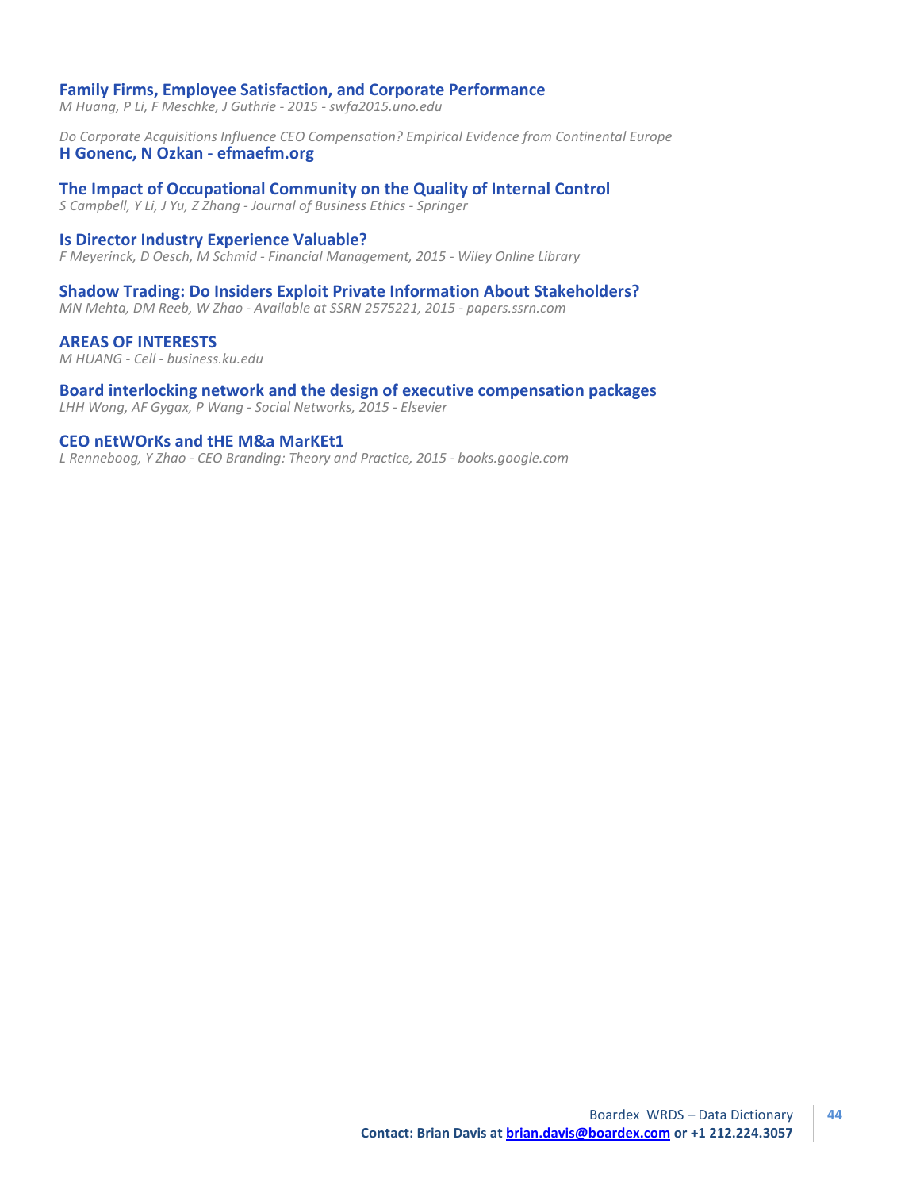**Family Firms, Employee Satisfaction, and Corporate Performance**
*M Huang, P Li, F Meschke, J Guthrie - 2015 - swfa2015.uno.edu*

*Do Corporate Acquisitions Influence CEO Compensation? Empirical Evidence from Continental Europe*
**H Gonenc, N Ozkan - efmaefm.org**

**The Impact of Occupational Community on the Quality of Internal Control**
*S Campbell, Y Li, J Yu, Z Zhang - Journal of Business Ethics - Springer*

**Is Director Industry Experience Valuable?**
*F Meyerinck, D Oesch, M Schmid - Financial Management, 2015 - Wiley Online Library*

**Shadow Trading: Do Insiders Exploit Private Information About Stakeholders?**
*MN Mehta, DM Reeb, W Zhao - Available at SSRN 2575221, 2015 - papers.ssrn.com*

**AREAS OF INTERESTS**
*M HUANG - Cell - business.ku.edu*

**Board interlocking network and the design of executive compensation packages**
*LHH Wong, AF Gygax, P Wang - Social Networks, 2015 - Elsevier*

**CEO nEtWOrKs and tHE M&a MarKEt1**
*L Renneboog, Y Zhao - CEO Branding: Theory and Practice, 2015 - books.google.com*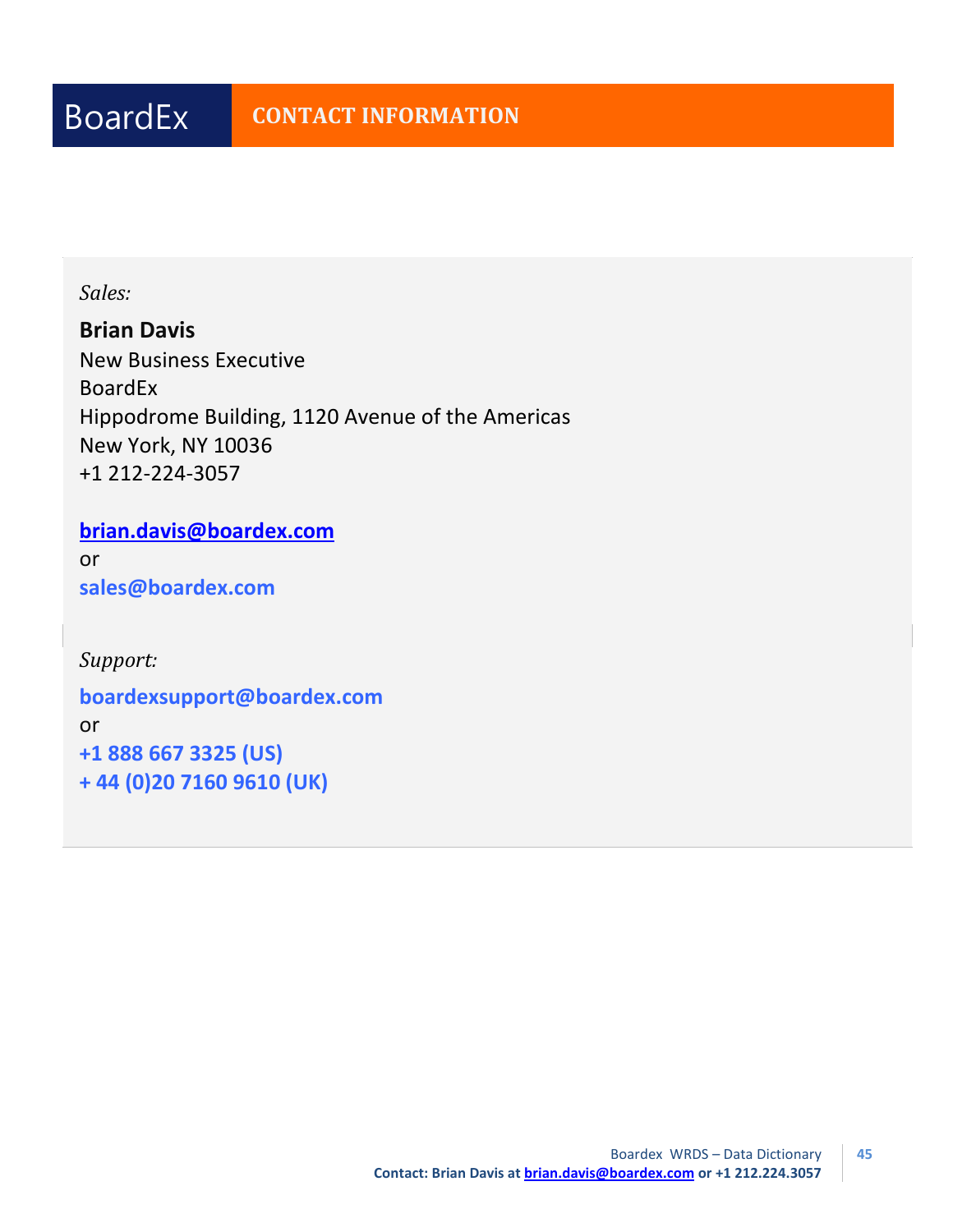# BoardEx — CONTACT INFORMATION

*Sales:*

**Brian Davis**
New Business Executive
BoardEx
Hippodrome Building, 1120 Avenue of the Americas
New York, NY 10036
+1 212-224-3057

**brian.davis@boardex.com**
or
**sales@boardex.com**

*Support:*

**boardexsupport@boardex.com**
or
**+1 888 667 3325 (US)**
**+ 44 (0)20 7160 9610 (UK)**